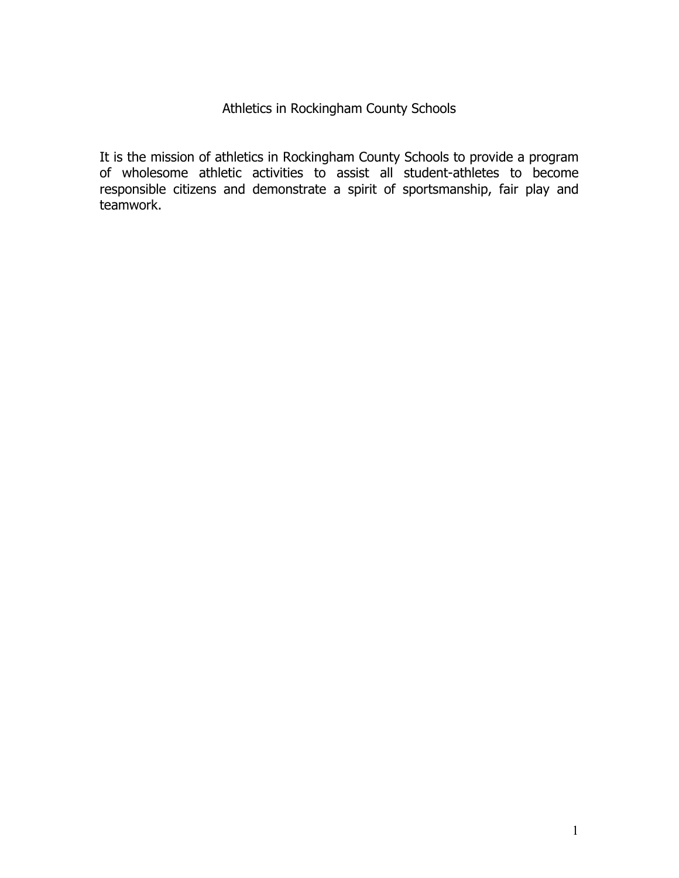# Athletics in Rockingham County Schools

It is the mission of athletics in Rockingham County Schools to provide a program of wholesome athletic activities to assist all student-athletes to become responsible citizens and demonstrate a spirit of sportsmanship, fair play and teamwork.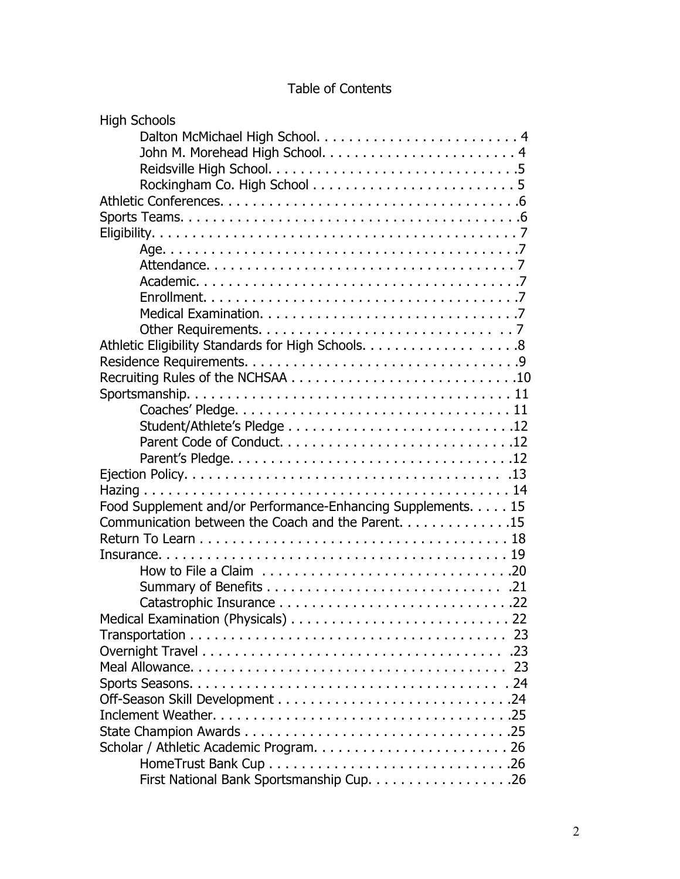# Table of Contents

- High Schools
  - Dalton McMichael High School. . . . . . . . . . . . . . . . . . . . . . . . 4
  - John M. Morehead High School. . . . . . . . . . . . . . . . . . . . . . . . 4
  - Reidsville High School. . . . . . . . . . . . . . . . . . . . . . . . . . . . .5
  - Rockingham Co. High School . . . . . . . . . . . . . . . . . . . . . . . . . 5
- Athletic Conferences. . . . . . . . . . . . . . . . . . . . . . . . . . . . . . . . . . . . .6
- Sports Teams. . . . . . . . . . . . . . . . . . . . . . . . . . . . . . . . . . . . . . . . .6
- Eligibility. . . . . . . . . . . . . . . . . . . . . . . . . . . . . . . . . . . . . . . . . . . 7
  - Age. . . . . . . . . . . . . . . . . . . . . . . . . . . . . . . . . . . . . . . . . . .7
  - Attendance. . . . . . . . . . . . . . . . . . . . . . . . . . . . . . . . . . . . . 7
  - Academic. . . . . . . . . . . . . . . . . . . . . . . . . . . . . . . . . . . . . . .7
  - Enrollment. . . . . . . . . . . . . . . . . . . . . . . . . . . . . . . . . . . . . .7
  - Medical Examination. . . . . . . . . . . . . . . . . . . . . . . . . . . . . .7
  - Other Requirements. . . . . . . . . . . . . . . . . . . . . . . . . . . . . . 7
- Athletic Eligibility Standards for High Schools. . . . . . . . . . . . . . . . . . . .8
- Residence Requirements. . . . . . . . . . . . . . . . . . . . . . . . . . . . . . . . .9
- Recruiting Rules of the NCHSAA . . . . . . . . . . . . . . . . . . . . . . . . . . .10
- Sportsmanship. . . . . . . . . . . . . . . . . . . . . . . . . . . . . . . . . . . . . . . 11
  - Coaches' Pledge. . . . . . . . . . . . . . . . . . . . . . . . . . . . . . . . . 11
  - Student/Athlete's Pledge . . . . . . . . . . . . . . . . . . . . . . . . . . . .12
  - Parent Code of Conduct. . . . . . . . . . . . . . . . . . . . . . . . . . . . .12
  - Parent's Pledge. . . . . . . . . . . . . . . . . . . . . . . . . . . . . . . . . .12
- Ejection Policy. . . . . . . . . . . . . . . . . . . . . . . . . . . . . . . . . . . . . . .13
- Hazing . . . . . . . . . . . . . . . . . . . . . . . . . . . . . . . . . . . . . . . . . . . . 14
- Food Supplement and/or Performance-Enhancing Supplements. . . . . 15
- Communication between the Coach and the Parent. . . . . . . . . . . . . .15
- Return To Learn . . . . . . . . . . . . . . . . . . . . . . . . . . . . . . . . . . . . . . 18
- Insurance. . . . . . . . . . . . . . . . . . . . . . . . . . . . . . . . . . . . . . . . . . . 19
  - How to File a Claim . . . . . . . . . . . . . . . . . . . . . . . . . . . . . . .20
  - Summary of Benefits . . . . . . . . . . . . . . . . . . . . . . . . . . . . . .21
  - Catastrophic Insurance . . . . . . . . . . . . . . . . . . . . . . . . . . . . .22
- Medical Examination (Physicals) . . . . . . . . . . . . . . . . . . . . . . . . . . 22
- Transportation . . . . . . . . . . . . . . . . . . . . . . . . . . . . . . . . . . . . . . 23
- Overnight Travel . . . . . . . . . . . . . . . . . . . . . . . . . . . . . . . . . . . . .23
- Meal Allowance. . . . . . . . . . . . . . . . . . . . . . . . . . . . . . . . . . . . . . 23
- Sports Seasons. . . . . . . . . . . . . . . . . . . . . . . . . . . . . . . . . . . . . . 24
- Off-Season Skill Development . . . . . . . . . . . . . . . . . . . . . . . . . . . .24
- Inclement Weather. . . . . . . . . . . . . . . . . . . . . . . . . . . . . . . . . . . .25
- State Champion Awards . . . . . . . . . . . . . . . . . . . . . . . . . . . . . . . .25
- Scholar / Athletic Academic Program. . . . . . . . . . . . . . . . . . . . . . . 26
  - HomeTrust Bank Cup . . . . . . . . . . . . . . . . . . . . . . . . . . . . . .26
  - First National Bank Sportsmanship Cup. . . . . . . . . . . . . . . . . .26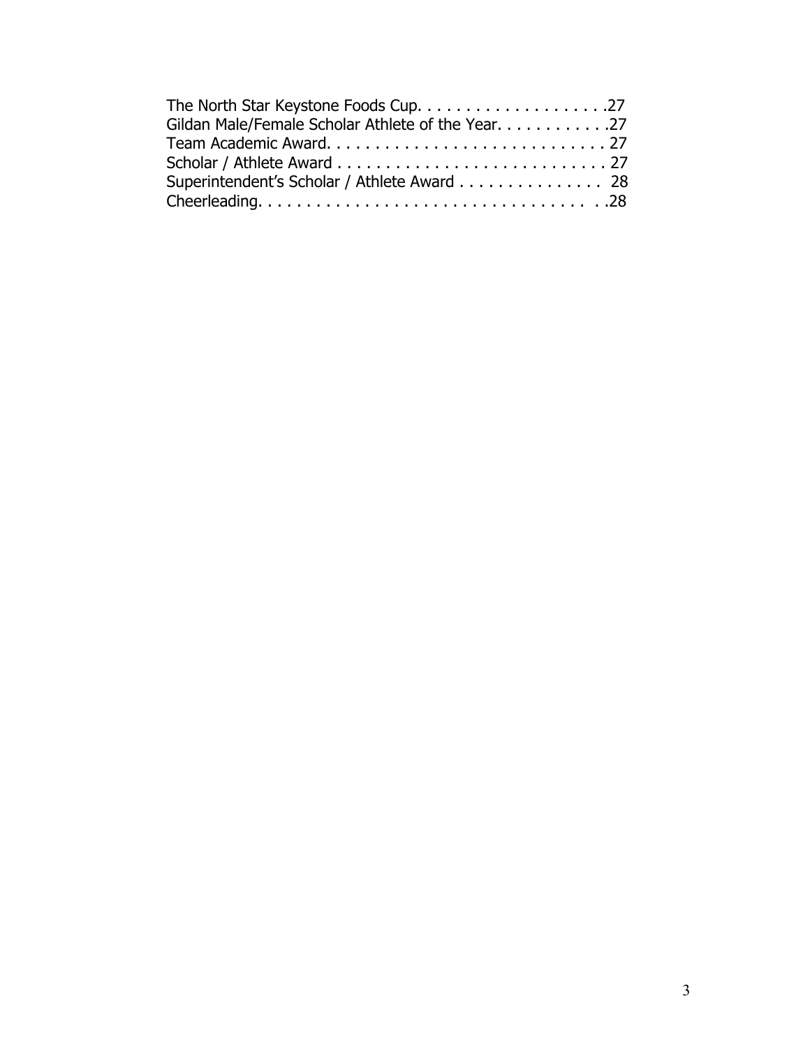The North Star Keystone Foods Cup. . . . . . . . . . . . . . . . . . . .27
Gildan Male/Female Scholar Athlete of the Year. . . . . . . . . . . .27
Team Academic Award. . . . . . . . . . . . . . . . . . . . . . . . . . . . 27
Scholar / Athlete Award . . . . . . . . . . . . . . . . . . . . . . . . . . . 27
Superintendent's Scholar / Athlete Award . . . . . . . . . . . . . . . 28
Cheerleading. . . . . . . . . . . . . . . . . . . . . . . . . . . . . . . . . .28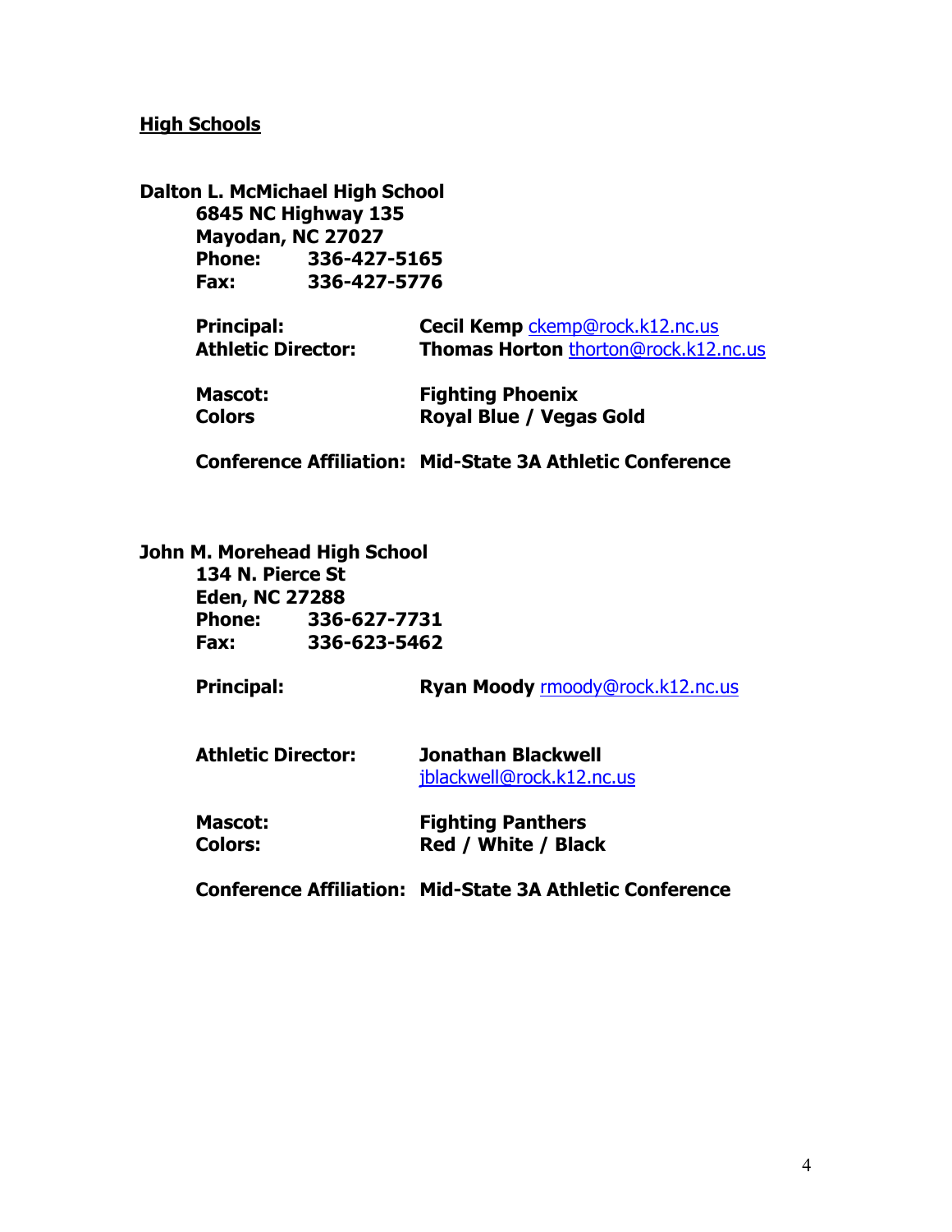## High Schools

### Dalton L. McMichael High School

**6845 NC Highway 135**
**Mayodan, NC 27027**
**Phone: 336-427-5165**
**Fax: 336-427-5776**

**Principal:** **Cecil Kemp** ckemp@rock.k12.nc.us
**Athletic Director:** **Thomas Horton** thorton@rock.k12.nc.us

**Mascot:** **Fighting Phoenix**
**Colors** **Royal Blue / Vegas Gold**

**Conference Affiliation:** **Mid-State 3A Athletic Conference**

### John M. Morehead High School

**134 N. Pierce St**
**Eden, NC 27288**
**Phone: 336-627-7731**
**Fax: 336-623-5462**

**Principal:** **Ryan Moody** rmoody@rock.k12.nc.us

**Athletic Director:** **Jonathan Blackwell** jblackwell@rock.k12.nc.us

**Mascot:** **Fighting Panthers**
**Colors:** **Red / White / Black**

**Conference Affiliation:** **Mid-State 3A Athletic Conference**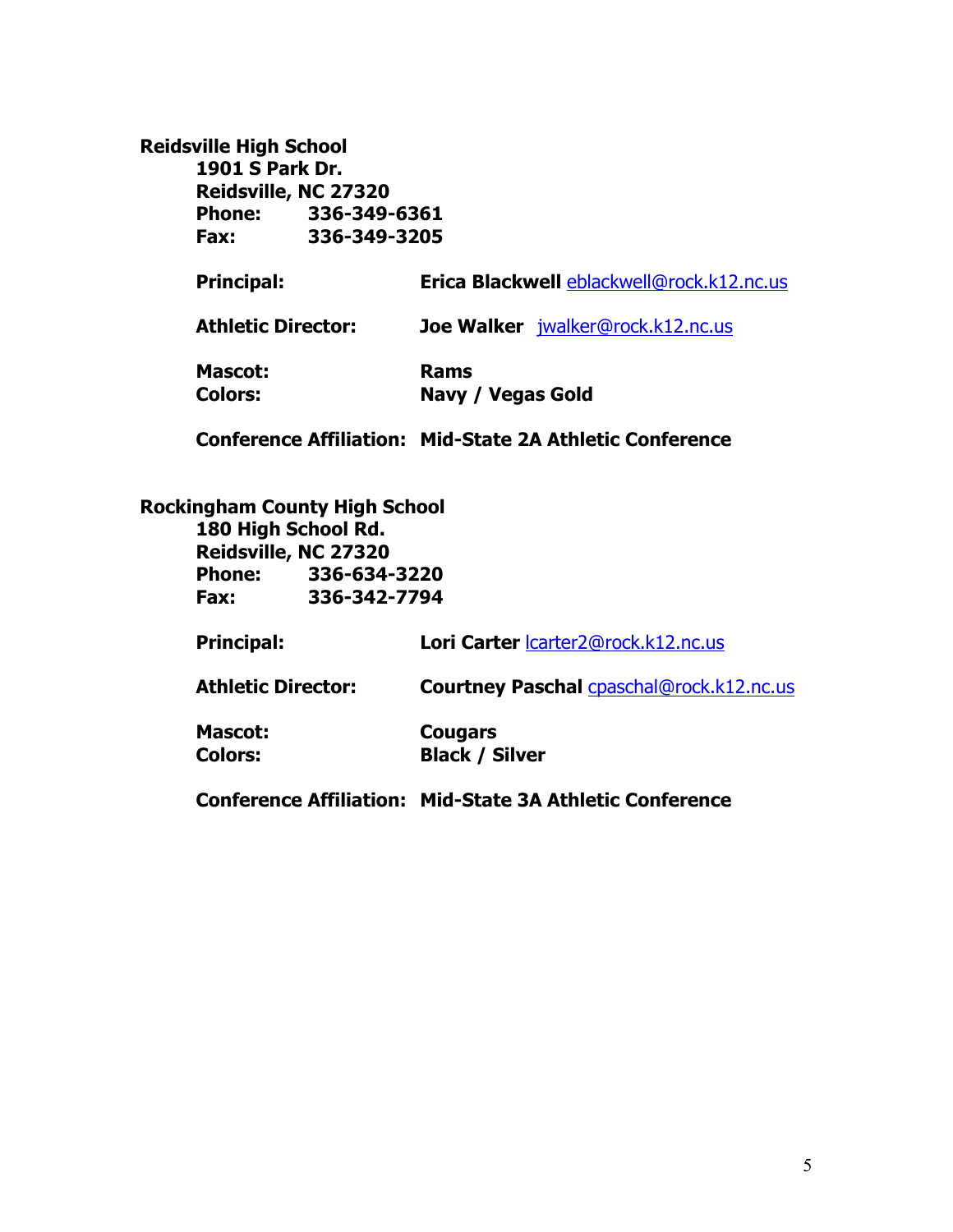**Reidsville High School**

**1901 S Park Dr.**
**Reidsville, NC 27320**
**Phone: 336-349-6361**
**Fax: 336-349-3205**

**Principal:** **Erica Blackwell** eblackwell@rock.k12.nc.us

**Athletic Director:** **Joe Walker** jwalker@rock.k12.nc.us

**Mascot:** **Rams**
**Colors:** **Navy / Vegas Gold**

**Conference Affiliation:** **Mid-State 2A Athletic Conference**

**Rockingham County High School**

**180 High School Rd.**
**Reidsville, NC 27320**
**Phone: 336-634-3220**
**Fax: 336-342-7794**

**Principal:** **Lori Carter** lcarter2@rock.k12.nc.us

**Athletic Director:** **Courtney Paschal** cpaschal@rock.k12.nc.us

**Mascot:** **Cougars**
**Colors:** **Black / Silver**

**Conference Affiliation:** **Mid-State 3A Athletic Conference**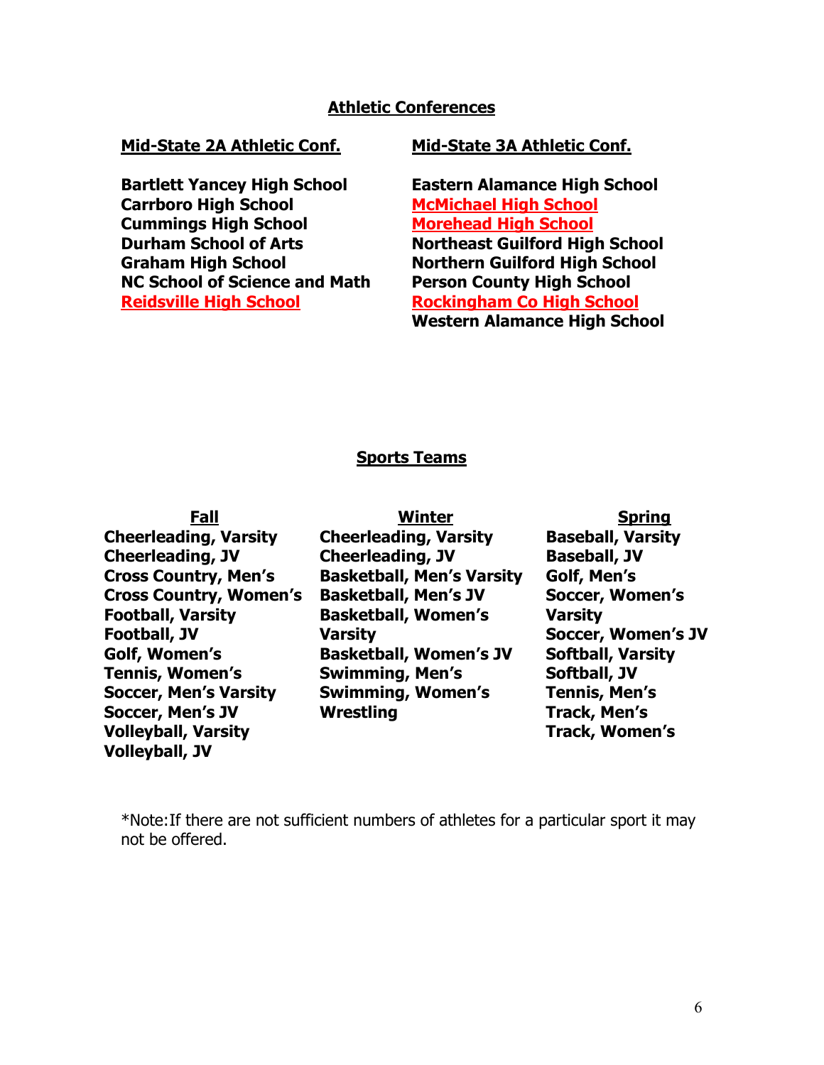## Athletic Conferences

| Mid-State 2A Athletic Conf. | Mid-State 3A Athletic Conf. |
|---|---|
| Bartlett Yancey High School | Eastern Alamance High School |
| Carrboro High School | McMichael High School |
| Cummings High School | Morehead High School |
| Durham School of Arts | Northeast Guilford High School |
| Graham High School | Northern Guilford High School |
| NC School of Science and Math | Person County High School |
| Reidsville High School | Rockingham Co High School |
| | Western Alamance High School |

## Sports Teams

| Fall | Winter | Spring |
|---|---|---|
| Cheerleading, Varsity | Cheerleading, Varsity | Baseball, Varsity |
| Cheerleading, JV | Cheerleading, JV | Baseball, JV |
| Cross Country, Men's | Basketball, Men's Varsity | Golf, Men's |
| Cross Country, Women's | Basketball, Men's JV | Soccer, Women's Varsity |
| Football, Varsity | Basketball, Women's Varsity | Soccer, Women's JV |
| Football, JV | Basketball, Women's JV | Softball, Varsity |
| Golf, Women's | Swimming, Men's | Softball, JV |
| Tennis, Women's | Swimming, Women's | Tennis, Men's |
| Soccer, Men's Varsity | Wrestling | Track, Men's |
| Soccer, Men's JV | | Track, Women's |
| Volleyball, Varsity | | |
| Volleyball, JV | | |

*Note:If there are not sufficient numbers of athletes for a particular sport it may not be offered.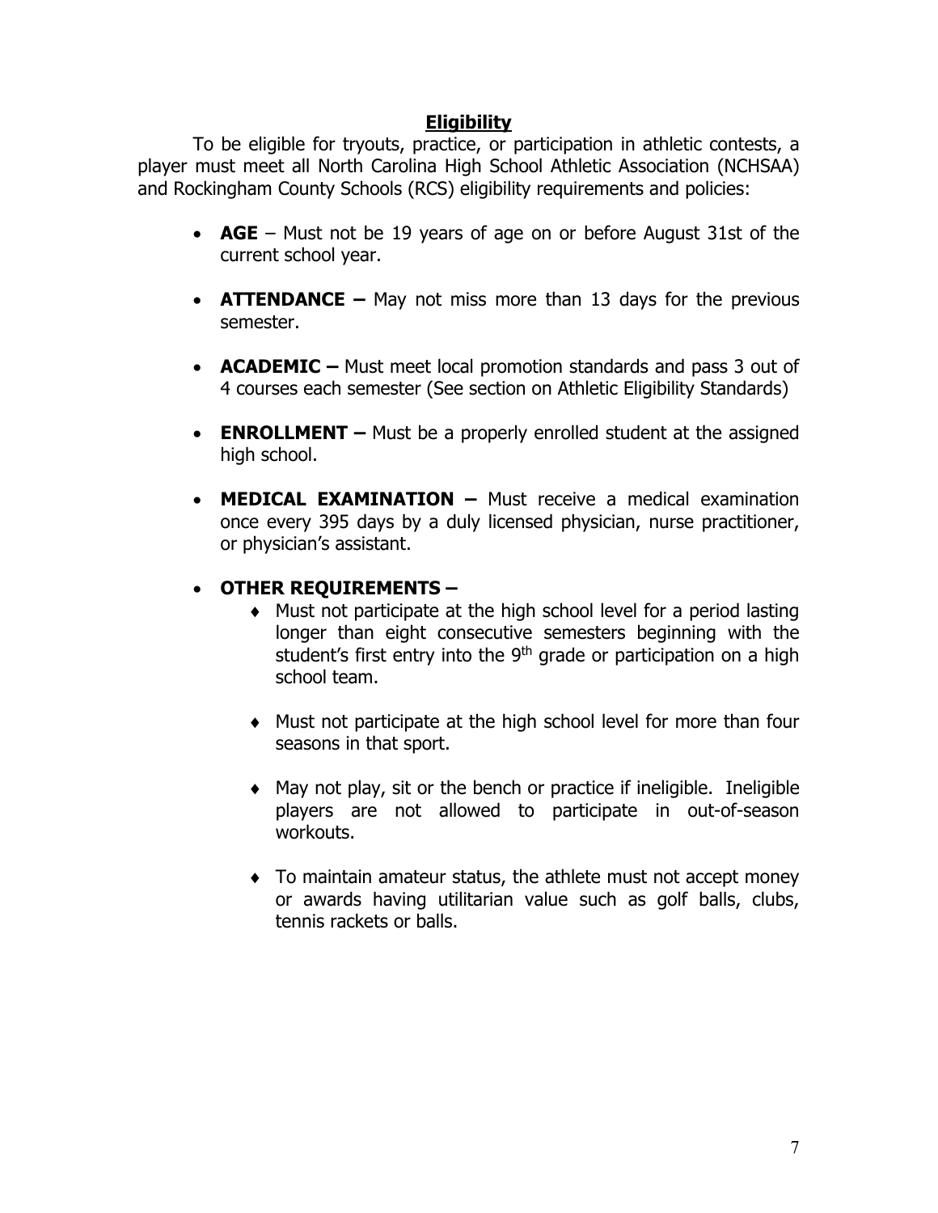## Eligibility

To be eligible for tryouts, practice, or participation in athletic contests, a player must meet all North Carolina High School Athletic Association (NCHSAA) and Rockingham County Schools (RCS) eligibility requirements and policies:

- **AGE** – Must not be 19 years of age on or before August 31st of the current school year.
- **ATTENDANCE –** May not miss more than 13 days for the previous semester.
- **ACADEMIC –** Must meet local promotion standards and pass 3 out of 4 courses each semester (See section on Athletic Eligibility Standards)
- **ENROLLMENT –** Must be a properly enrolled student at the assigned high school.
- **MEDICAL EXAMINATION –** Must receive a medical examination once every 395 days by a duly licensed physician, nurse practitioner, or physician's assistant.
- **OTHER REQUIREMENTS –**
  - Must not participate at the high school level for a period lasting longer than eight consecutive semesters beginning with the student's first entry into the 9th grade or participation on a high school team.
  - Must not participate at the high school level for more than four seasons in that sport.
  - May not play, sit or the bench or practice if ineligible. Ineligible players are not allowed to participate in out-of-season workouts.
  - To maintain amateur status, the athlete must not accept money or awards having utilitarian value such as golf balls, clubs, tennis rackets or balls.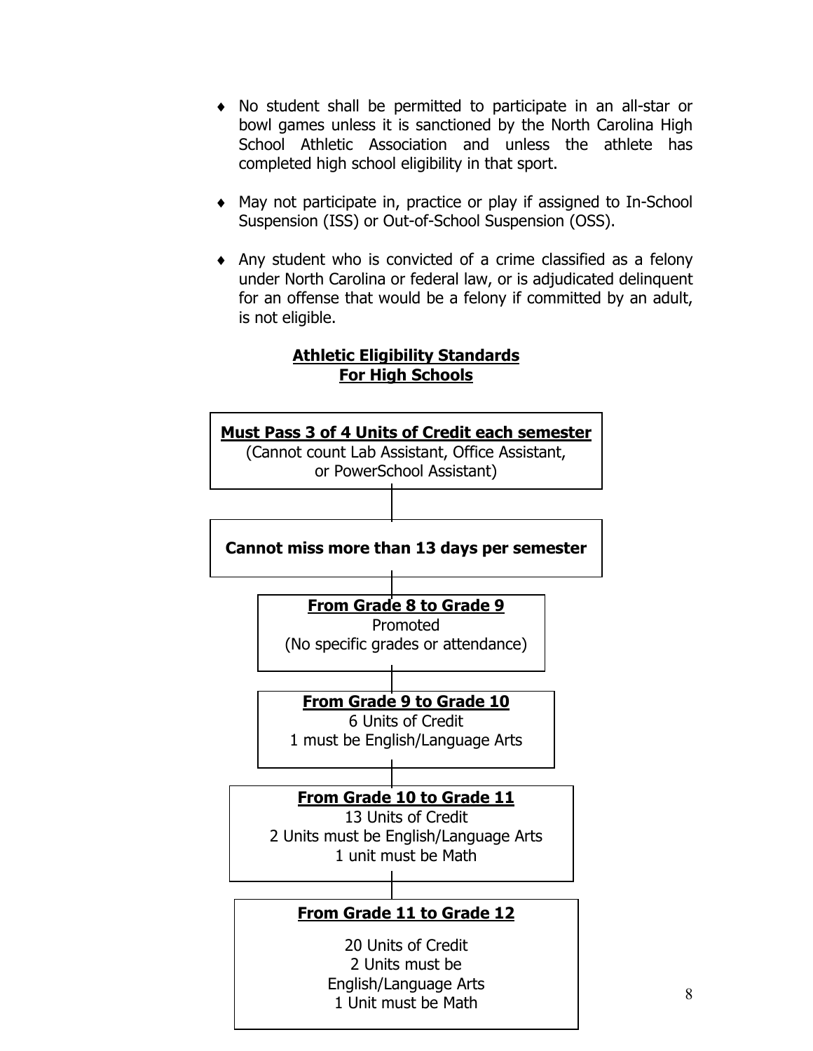- No student shall be permitted to participate in an all-star or bowl games unless it is sanctioned by the North Carolina High School Athletic Association and unless the athlete has completed high school eligibility in that sport.

- May not participate in, practice or play if assigned to In-School Suspension (ISS) or Out-of-School Suspension (OSS).

- Any student who is convicted of a crime classified as a felony under North Carolina or federal law, or is adjudicated delinquent for an offense that would be a felony if committed by an adult, is not eligible.

## Athletic Eligibility Standards For High Schools

**Must Pass 3 of 4 Units of Credit each semester**
(Cannot count Lab Assistant, Office Assistant, or PowerSchool Assistant)

**Cannot miss more than 13 days per semester**

**From Grade 8 to Grade 9**
Promoted
(No specific grades or attendance)

**From Grade 9 to Grade 10**
6 Units of Credit
1 must be English/Language Arts

**From Grade 10 to Grade 11**
13 Units of Credit
2 Units must be English/Language Arts
1 unit must be Math

**From Grade 11 to Grade 12**
20 Units of Credit
2 Units must be English/Language Arts
1 Unit must be Math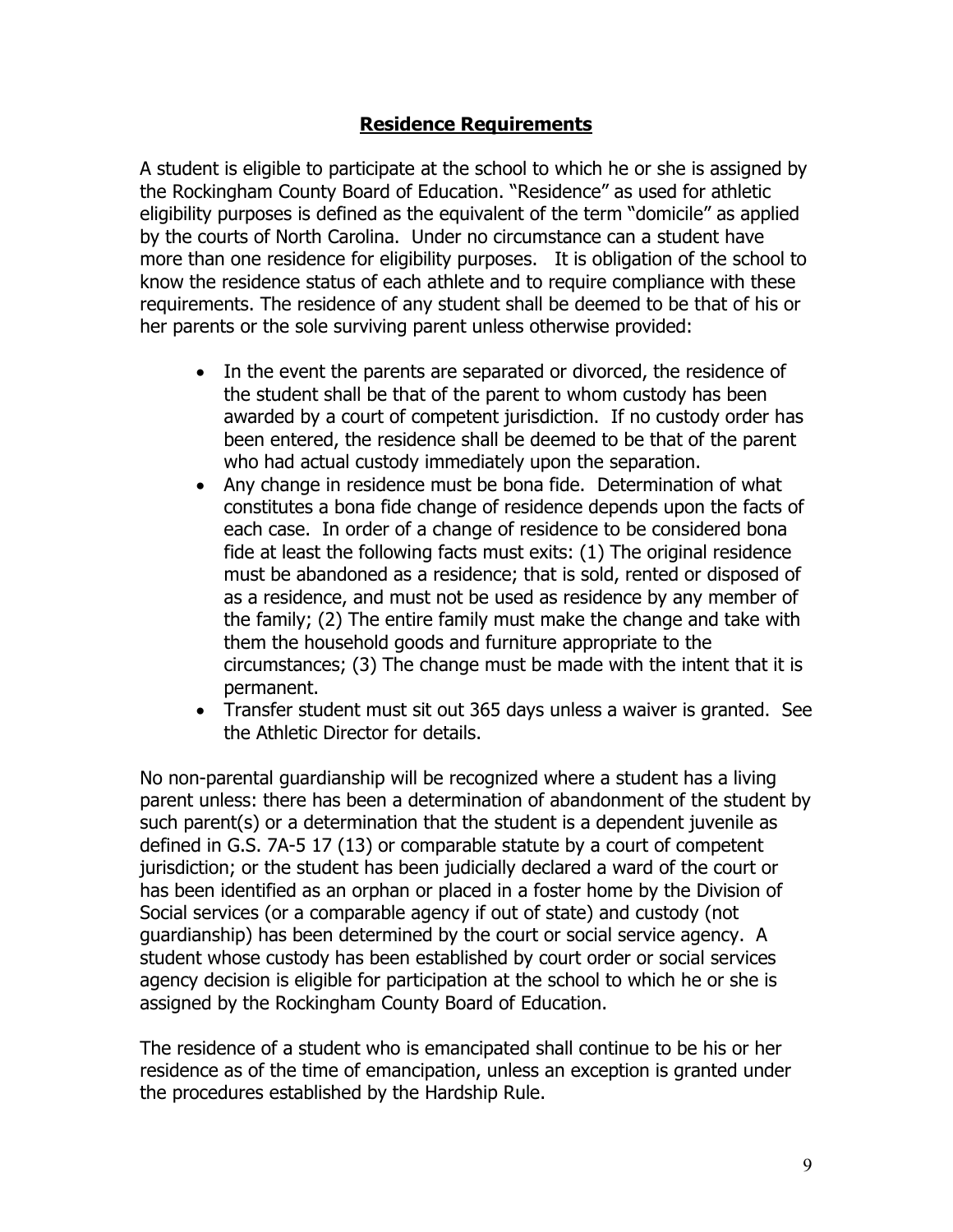## Residence Requirements

A student is eligible to participate at the school to which he or she is assigned by the Rockingham County Board of Education. "Residence" as used for athletic eligibility purposes is defined as the equivalent of the term "domicile" as applied by the courts of North Carolina. Under no circumstance can a student have more than one residence for eligibility purposes. It is obligation of the school to know the residence status of each athlete and to require compliance with these requirements. The residence of any student shall be deemed to be that of his or her parents or the sole surviving parent unless otherwise provided:

- In the event the parents are separated or divorced, the residence of the student shall be that of the parent to whom custody has been awarded by a court of competent jurisdiction. If no custody order has been entered, the residence shall be deemed to be that of the parent who had actual custody immediately upon the separation.
- Any change in residence must be bona fide. Determination of what constitutes a bona fide change of residence depends upon the facts of each case. In order of a change of residence to be considered bona fide at least the following facts must exits: (1) The original residence must be abandoned as a residence; that is sold, rented or disposed of as a residence, and must not be used as residence by any member of the family; (2) The entire family must make the change and take with them the household goods and furniture appropriate to the circumstances; (3) The change must be made with the intent that it is permanent.
- Transfer student must sit out 365 days unless a waiver is granted. See the Athletic Director for details.

No non-parental guardianship will be recognized where a student has a living parent unless: there has been a determination of abandonment of the student by such parent(s) or a determination that the student is a dependent juvenile as defined in G.S. 7A-5 17 (13) or comparable statute by a court of competent jurisdiction; or the student has been judicially declared a ward of the court or has been identified as an orphan or placed in a foster home by the Division of Social services (or a comparable agency if out of state) and custody (not guardianship) has been determined by the court or social service agency. A student whose custody has been established by court order or social services agency decision is eligible for participation at the school to which he or she is assigned by the Rockingham County Board of Education.

The residence of a student who is emancipated shall continue to be his or her residence as of the time of emancipation, unless an exception is granted under the procedures established by the Hardship Rule.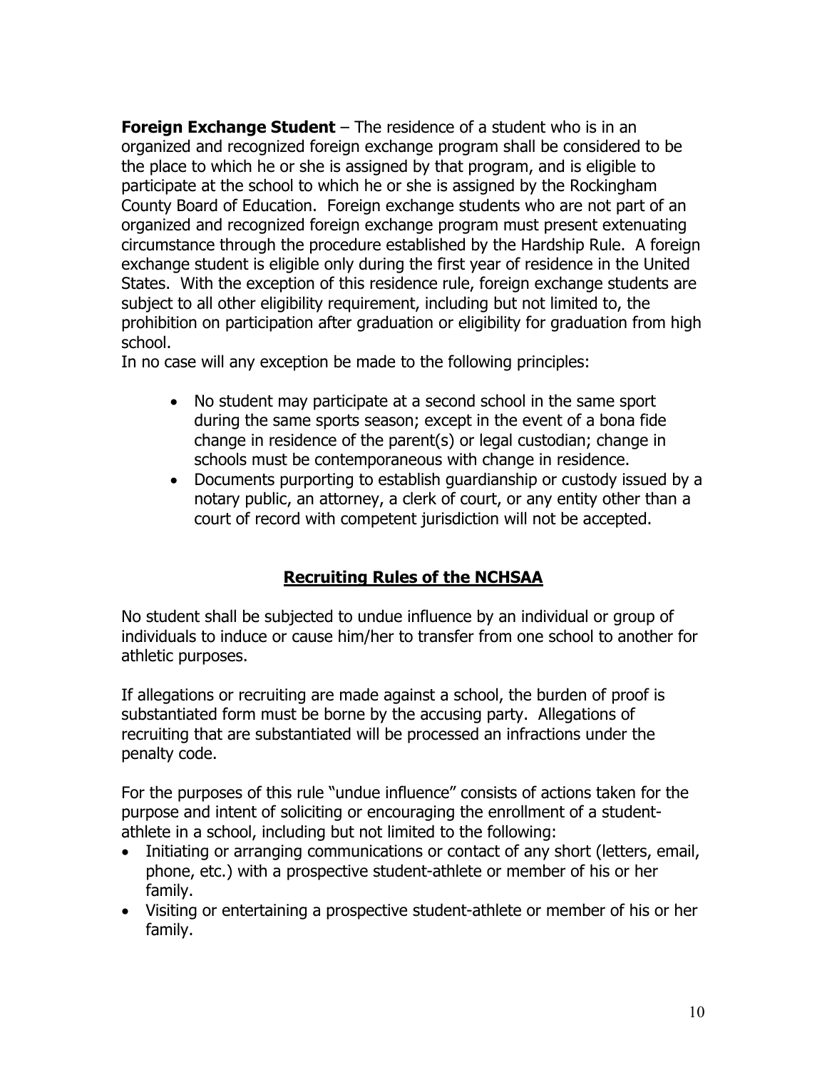**Foreign Exchange Student** – The residence of a student who is in an organized and recognized foreign exchange program shall be considered to be the place to which he or she is assigned by that program, and is eligible to participate at the school to which he or she is assigned by the Rockingham County Board of Education. Foreign exchange students who are not part of an organized and recognized foreign exchange program must present extenuating circumstance through the procedure established by the Hardship Rule. A foreign exchange student is eligible only during the first year of residence in the United States. With the exception of this residence rule, foreign exchange students are subject to all other eligibility requirement, including but not limited to, the prohibition on participation after graduation or eligibility for graduation from high school.

In no case will any exception be made to the following principles:

- No student may participate at a second school in the same sport during the same sports season; except in the event of a bona fide change in residence of the parent(s) or legal custodian; change in schools must be contemporaneous with change in residence.
- Documents purporting to establish guardianship or custody issued by a notary public, an attorney, a clerk of court, or any entity other than a court of record with competent jurisdiction will not be accepted.

## Recruiting Rules of the NCHSAA

No student shall be subjected to undue influence by an individual or group of individuals to induce or cause him/her to transfer from one school to another for athletic purposes.

If allegations or recruiting are made against a school, the burden of proof is substantiated form must be borne by the accusing party. Allegations of recruiting that are substantiated will be processed an infractions under the penalty code.

For the purposes of this rule "undue influence" consists of actions taken for the purpose and intent of soliciting or encouraging the enrollment of a student-athlete in a school, including but not limited to the following:

- Initiating or arranging communications or contact of any short (letters, email, phone, etc.) with a prospective student-athlete or member of his or her family.
- Visiting or entertaining a prospective student-athlete or member of his or her family.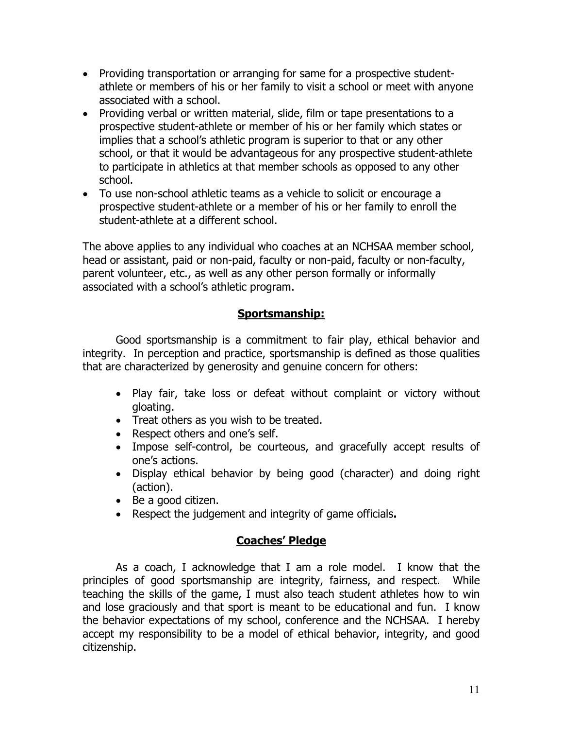- Providing transportation or arranging for same for a prospective student-athlete or members of his or her family to visit a school or meet with anyone associated with a school.
- Providing verbal or written material, slide, film or tape presentations to a prospective student-athlete or member of his or her family which states or implies that a school's athletic program is superior to that or any other school, or that it would be advantageous for any prospective student-athlete to participate in athletics at that member schools as opposed to any other school.
- To use non-school athletic teams as a vehicle to solicit or encourage a prospective student-athlete or a member of his or her family to enroll the student-athlete at a different school.

The above applies to any individual who coaches at an NCHSAA member school, head or assistant, paid or non-paid, faculty or non-paid, faculty or non-faculty, parent volunteer, etc., as well as any other person formally or informally associated with a school's athletic program.

## Sportsmanship:

Good sportsmanship is a commitment to fair play, ethical behavior and integrity. In perception and practice, sportsmanship is defined as those qualities that are characterized by generosity and genuine concern for others:

- Play fair, take loss or defeat without complaint or victory without gloating.
- Treat others as you wish to be treated.
- Respect others and one's self.
- Impose self-control, be courteous, and gracefully accept results of one's actions.
- Display ethical behavior by being good (character) and doing right (action).
- Be a good citizen.
- Respect the judgement and integrity of game officials**.**

## Coaches' Pledge

As a coach, I acknowledge that I am a role model. I know that the principles of good sportsmanship are integrity, fairness, and respect. While teaching the skills of the game, I must also teach student athletes how to win and lose graciously and that sport is meant to be educational and fun. I know the behavior expectations of my school, conference and the NCHSAA. I hereby accept my responsibility to be a model of ethical behavior, integrity, and good citizenship.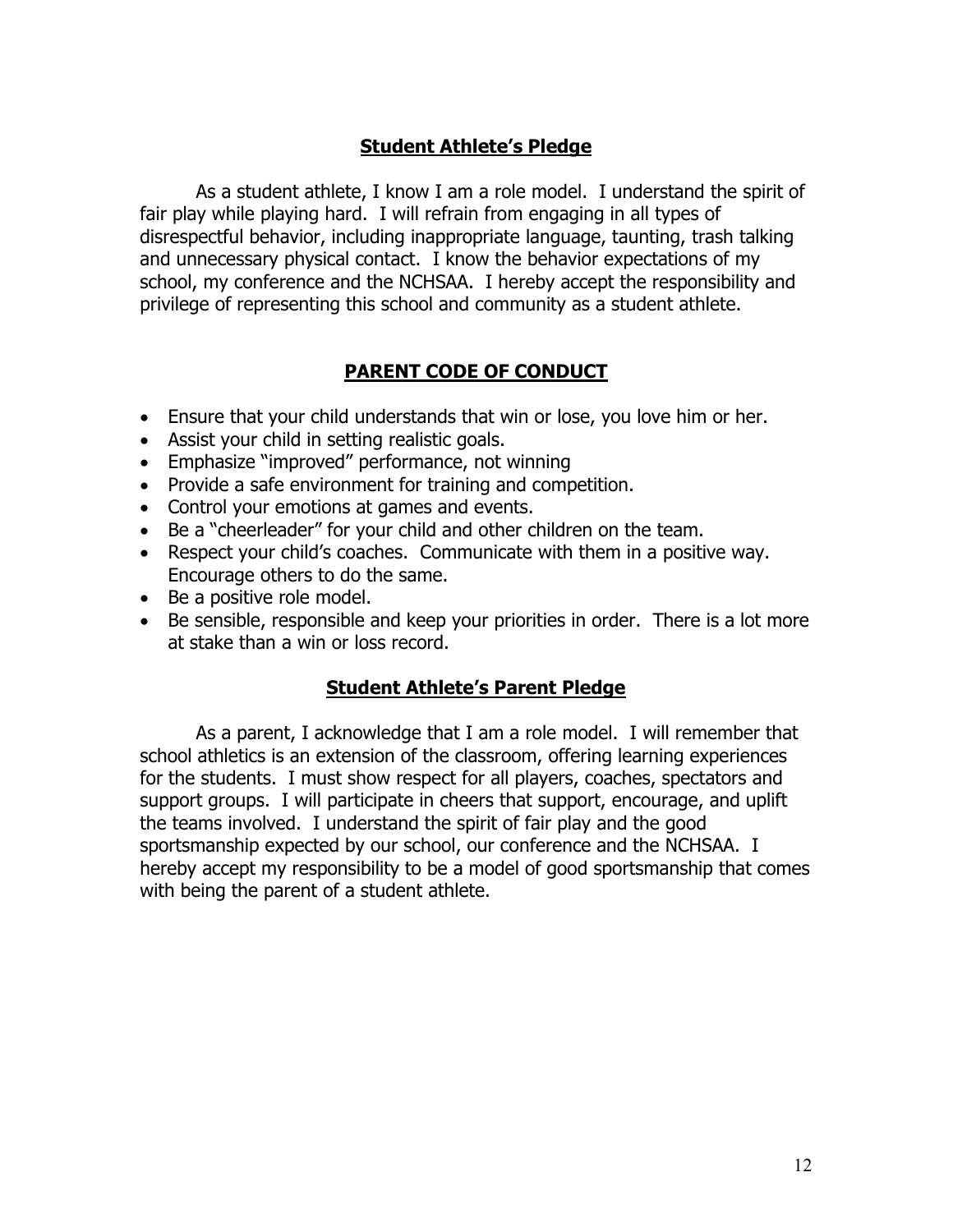## Student Athlete's Pledge

As a student athlete, I know I am a role model. I understand the spirit of fair play while playing hard. I will refrain from engaging in all types of disrespectful behavior, including inappropriate language, taunting, trash talking and unnecessary physical contact. I know the behavior expectations of my school, my conference and the NCHSAA. I hereby accept the responsibility and privilege of representing this school and community as a student athlete.

## PARENT CODE OF CONDUCT

- Ensure that your child understands that win or lose, you love him or her.
- Assist your child in setting realistic goals.
- Emphasize "improved" performance, not winning
- Provide a safe environment for training and competition.
- Control your emotions at games and events.
- Be a "cheerleader" for your child and other children on the team.
- Respect your child's coaches. Communicate with them in a positive way. Encourage others to do the same.
- Be a positive role model.
- Be sensible, responsible and keep your priorities in order. There is a lot more at stake than a win or loss record.

## Student Athlete's Parent Pledge

As a parent, I acknowledge that I am a role model. I will remember that school athletics is an extension of the classroom, offering learning experiences for the students. I must show respect for all players, coaches, spectators and support groups. I will participate in cheers that support, encourage, and uplift the teams involved. I understand the spirit of fair play and the good sportsmanship expected by our school, our conference and the NCHSAA. I hereby accept my responsibility to be a model of good sportsmanship that comes with being the parent of a student athlete.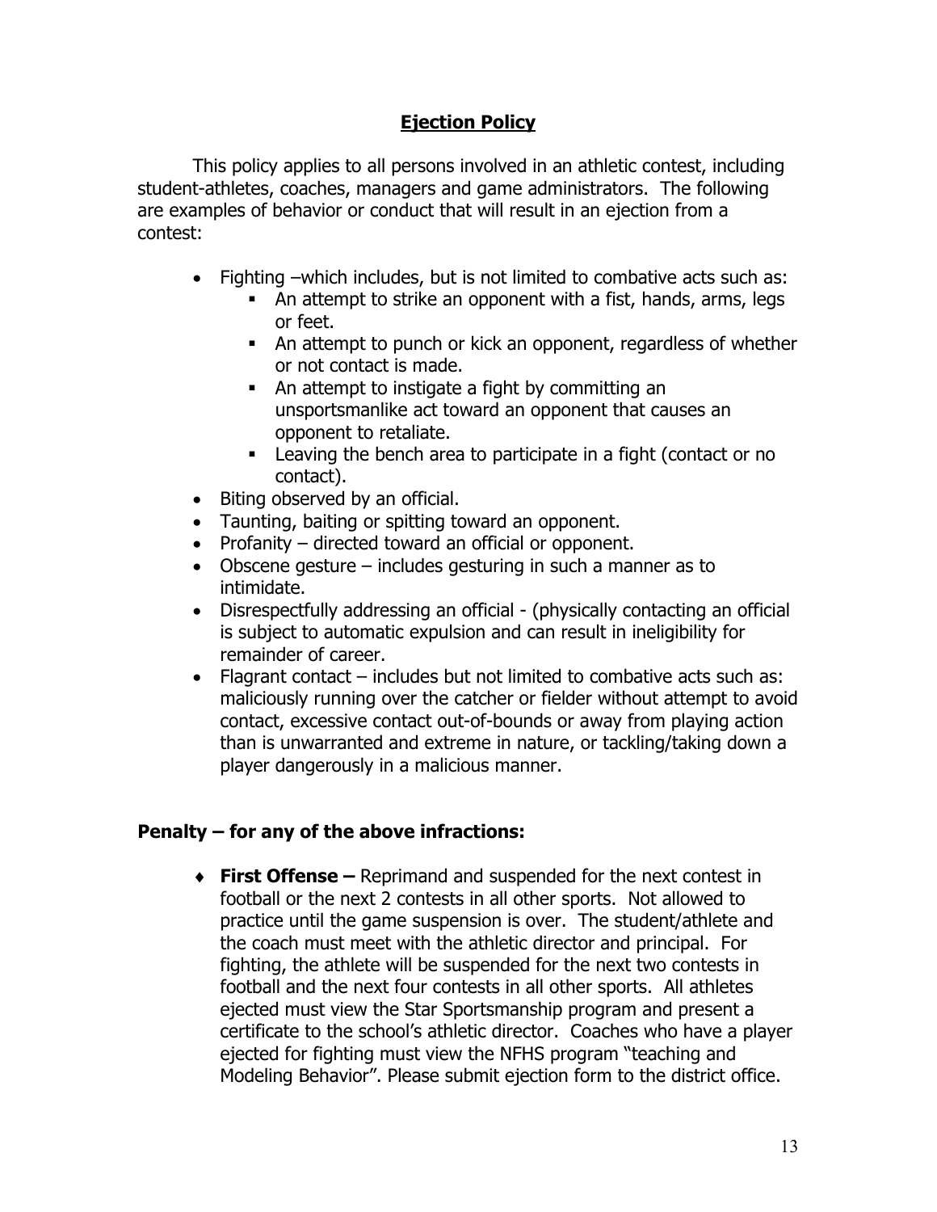# Ejection Policy

This policy applies to all persons involved in an athletic contest, including student-athletes, coaches, managers and game administrators. The following are examples of behavior or conduct that will result in an ejection from a contest:

- Fighting –which includes, but is not limited to combative acts such as:
  - An attempt to strike an opponent with a fist, hands, arms, legs or feet.
  - An attempt to punch or kick an opponent, regardless of whether or not contact is made.
  - An attempt to instigate a fight by committing an unsportsmanlike act toward an opponent that causes an opponent to retaliate.
  - Leaving the bench area to participate in a fight (contact or no contact).
- Biting observed by an official.
- Taunting, baiting or spitting toward an opponent.
- Profanity – directed toward an official or opponent.
- Obscene gesture – includes gesturing in such a manner as to intimidate.
- Disrespectfully addressing an official - (physically contacting an official is subject to automatic expulsion and can result in ineligibility for remainder of career.
- Flagrant contact – includes but not limited to combative acts such as: maliciously running over the catcher or fielder without attempt to avoid contact, excessive contact out-of-bounds or away from playing action than is unwarranted and extreme in nature, or tackling/taking down a player dangerously in a malicious manner.

### Penalty – for any of the above infractions:

- **First Offense –** Reprimand and suspended for the next contest in football or the next 2 contests in all other sports. Not allowed to practice until the game suspension is over. The student/athlete and the coach must meet with the athletic director and principal. For fighting, the athlete will be suspended for the next two contests in football and the next four contests in all other sports. All athletes ejected must view the Star Sportsmanship program and present a certificate to the school's athletic director. Coaches who have a player ejected for fighting must view the NFHS program "teaching and Modeling Behavior". Please submit ejection form to the district office.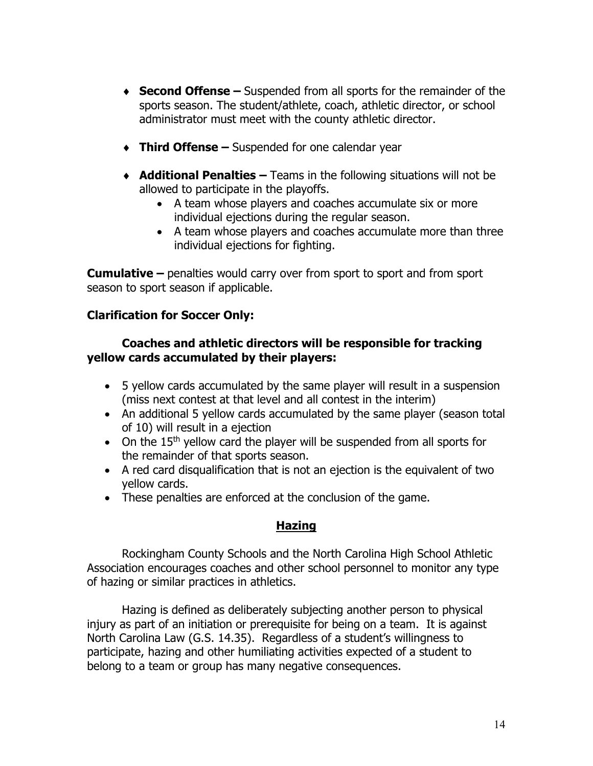- **Second Offense –** Suspended from all sports for the remainder of the sports season. The student/athlete, coach, athletic director, or school administrator must meet with the county athletic director.

- **Third Offense –** Suspended for one calendar year

- **Additional Penalties –** Teams in the following situations will not be allowed to participate in the playoffs.
  - A team whose players and coaches accumulate six or more individual ejections during the regular season.
  - A team whose players and coaches accumulate more than three individual ejections for fighting.

**Cumulative –** penalties would carry over from sport to sport and from sport season to sport season if applicable.

**Clarification for Soccer Only:**

**Coaches and athletic directors will be responsible for tracking yellow cards accumulated by their players:**

- 5 yellow cards accumulated by the same player will result in a suspension (miss next contest at that level and all contest in the interim)
- An additional 5 yellow cards accumulated by the same player (season total of 10) will result in a ejection
- On the 15th yellow card the player will be suspended from all sports for the remainder of that sports season.
- A red card disqualification that is not an ejection is the equivalent of two yellow cards.
- These penalties are enforced at the conclusion of the game.

## Hazing

Rockingham County Schools and the North Carolina High School Athletic Association encourages coaches and other school personnel to monitor any type of hazing or similar practices in athletics.

Hazing is defined as deliberately subjecting another person to physical injury as part of an initiation or prerequisite for being on a team. It is against North Carolina Law (G.S. 14.35). Regardless of a student's willingness to participate, hazing and other humiliating activities expected of a student to belong to a team or group has many negative consequences.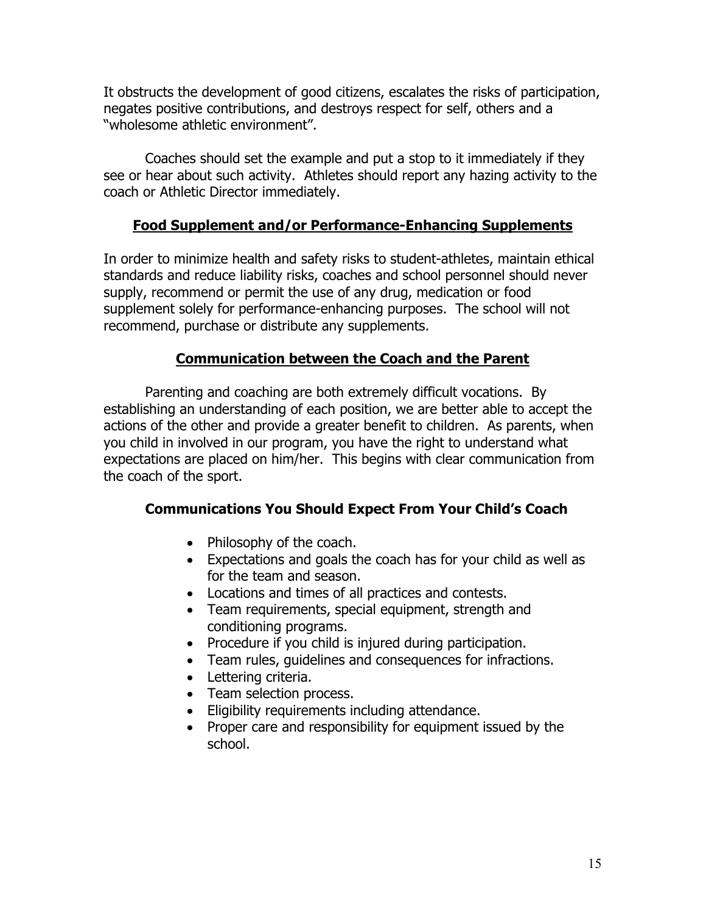It obstructs the development of good citizens, escalates the risks of participation, negates positive contributions, and destroys respect for self, others and a "wholesome athletic environment".

Coaches should set the example and put a stop to it immediately if they see or hear about such activity. Athletes should report any hazing activity to the coach or Athletic Director immediately.

## Food Supplement and/or Performance-Enhancing Supplements

In order to minimize health and safety risks to student-athletes, maintain ethical standards and reduce liability risks, coaches and school personnel should never supply, recommend or permit the use of any drug, medication or food supplement solely for performance-enhancing purposes. The school will not recommend, purchase or distribute any supplements.

## Communication between the Coach and the Parent

Parenting and coaching are both extremely difficult vocations. By establishing an understanding of each position, we are better able to accept the actions of the other and provide a greater benefit to children. As parents, when you child in involved in our program, you have the right to understand what expectations are placed on him/her. This begins with clear communication from the coach of the sport.

### Communications You Should Expect From Your Child's Coach

- Philosophy of the coach.
- Expectations and goals the coach has for your child as well as for the team and season.
- Locations and times of all practices and contests.
- Team requirements, special equipment, strength and conditioning programs.
- Procedure if you child is injured during participation.
- Team rules, guidelines and consequences for infractions.
- Lettering criteria.
- Team selection process.
- Eligibility requirements including attendance.
- Proper care and responsibility for equipment issued by the school.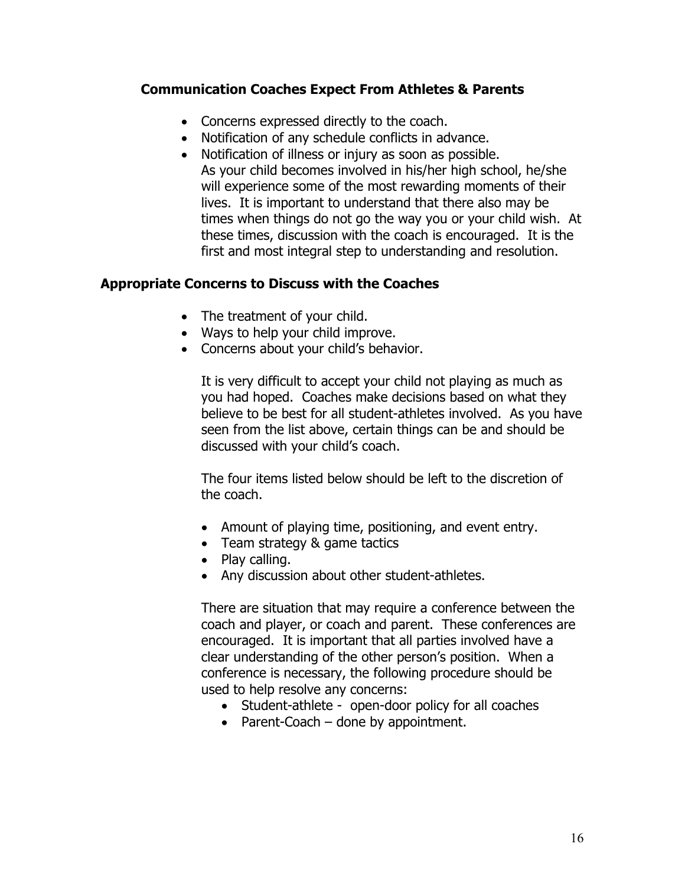### Communication Coaches Expect From Athletes & Parents

- Concerns expressed directly to the coach.
- Notification of any schedule conflicts in advance.
- Notification of illness or injury as soon as possible.

  As your child becomes involved in his/her high school, he/she will experience some of the most rewarding moments of their lives. It is important to understand that there also may be times when things do not go the way you or your child wish. At these times, discussion with the coach is encouraged. It is the first and most integral step to understanding and resolution.

### Appropriate Concerns to Discuss with the Coaches

- The treatment of your child.
- Ways to help your child improve.
- Concerns about your child's behavior.

  It is very difficult to accept your child not playing as much as you had hoped. Coaches make decisions based on what they believe to be best for all student-athletes involved. As you have seen from the list above, certain things can be and should be discussed with your child's coach.

  The four items listed below should be left to the discretion of the coach.

  - Amount of playing time, positioning, and event entry.
  - Team strategy & game tactics
  - Play calling.
  - Any discussion about other student-athletes.

  There are situation that may require a conference between the coach and player, or coach and parent. These conferences are encouraged. It is important that all parties involved have a clear understanding of the other person's position. When a conference is necessary, the following procedure should be used to help resolve any concerns:

  - Student-athlete - open-door policy for all coaches
  - Parent-Coach – done by appointment.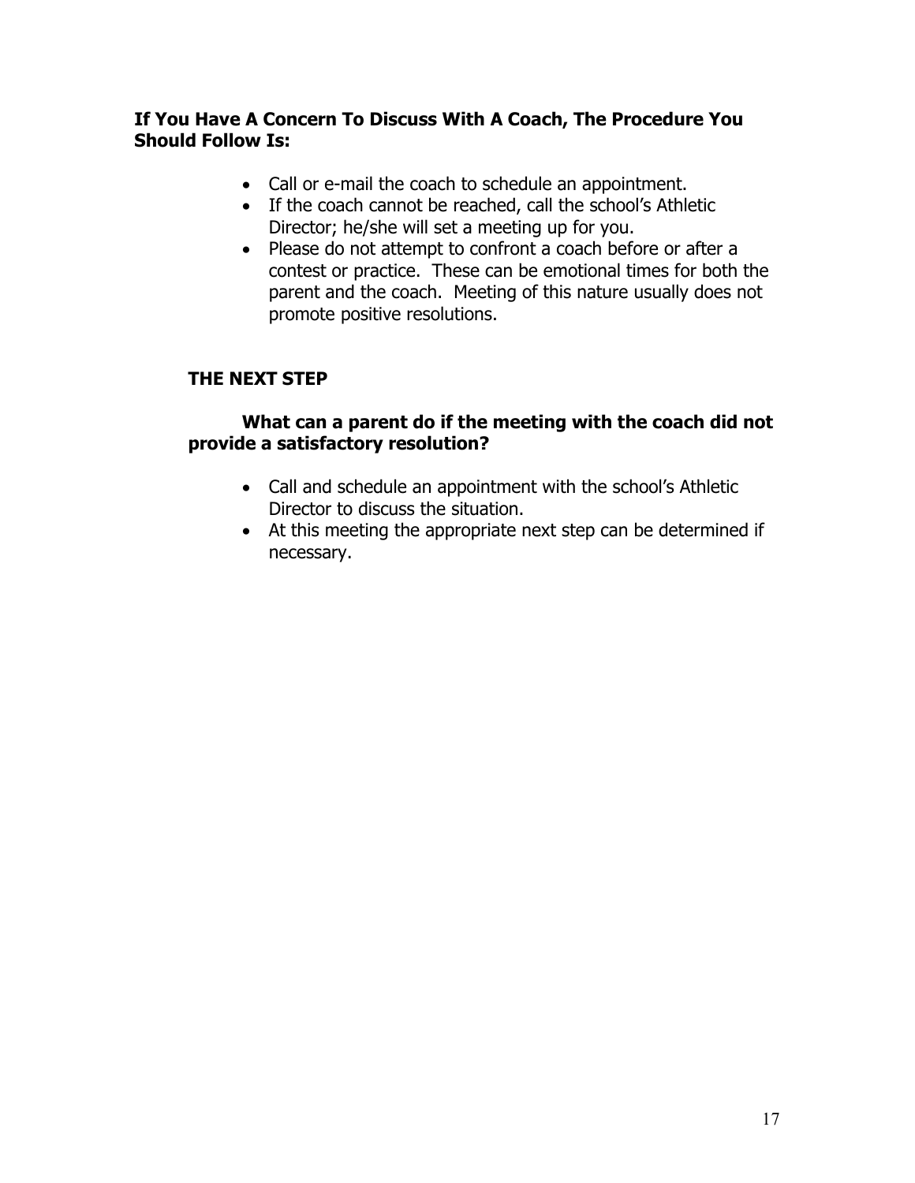**If You Have A Concern To Discuss With A Coach, The Procedure You Should Follow Is:**

- Call or e-mail the coach to schedule an appointment.
- If the coach cannot be reached, call the school's Athletic Director; he/she will set a meeting up for you.
- Please do not attempt to confront a coach before or after a contest or practice. These can be emotional times for both the parent and the coach. Meeting of this nature usually does not promote positive resolutions.

**THE NEXT STEP**

**What can a parent do if the meeting with the coach did not provide a satisfactory resolution?**

- Call and schedule an appointment with the school's Athletic Director to discuss the situation.
- At this meeting the appropriate next step can be determined if necessary.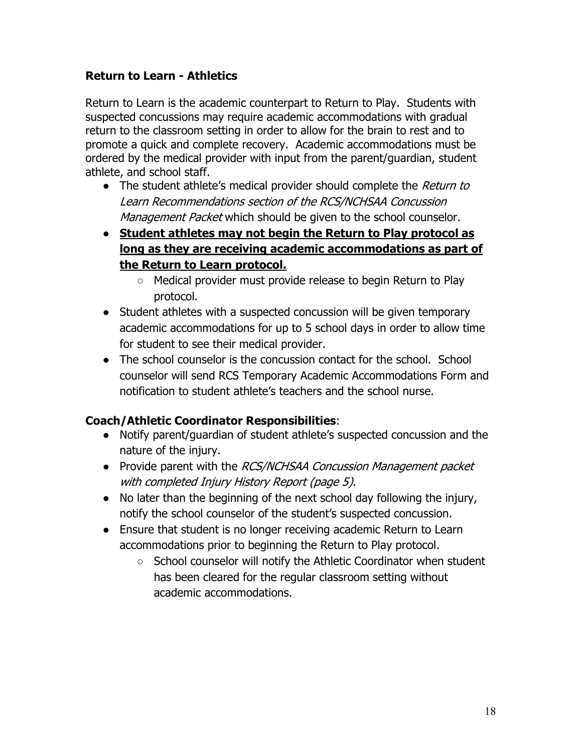### Return to Learn - Athletics

Return to Learn is the academic counterpart to Return to Play. Students with suspected concussions may require academic accommodations with gradual return to the classroom setting in order to allow for the brain to rest and to promote a quick and complete recovery. Academic accommodations must be ordered by the medical provider with input from the parent/guardian, student athlete, and school staff.

- The student athlete's medical provider should complete the *Return to Learn Recommendations section of the RCS/NCHSAA Concussion Management Packet* which should be given to the school counselor.
- **<u>Student athletes may not begin the Return to Play protocol as long as they are receiving academic accommodations as part of the Return to Learn protocol.</u>**
    - Medical provider must provide release to begin Return to Play protocol.
- Student athletes with a suspected concussion will be given temporary academic accommodations for up to 5 school days in order to allow time for student to see their medical provider.
- The school counselor is the concussion contact for the school. School counselor will send RCS Temporary Academic Accommodations Form and notification to student athlete's teachers and the school nurse.

**Coach/Athletic Coordinator Responsibilities**:

- Notify parent/guardian of student athlete's suspected concussion and the nature of the injury.
- Provide parent with the *RCS/NCHSAA Concussion Management packet with completed Injury History Report (page 5).*
- No later than the beginning of the next school day following the injury, notify the school counselor of the student's suspected concussion.
- Ensure that student is no longer receiving academic Return to Learn accommodations prior to beginning the Return to Play protocol.
    - School counselor will notify the Athletic Coordinator when student has been cleared for the regular classroom setting without academic accommodations.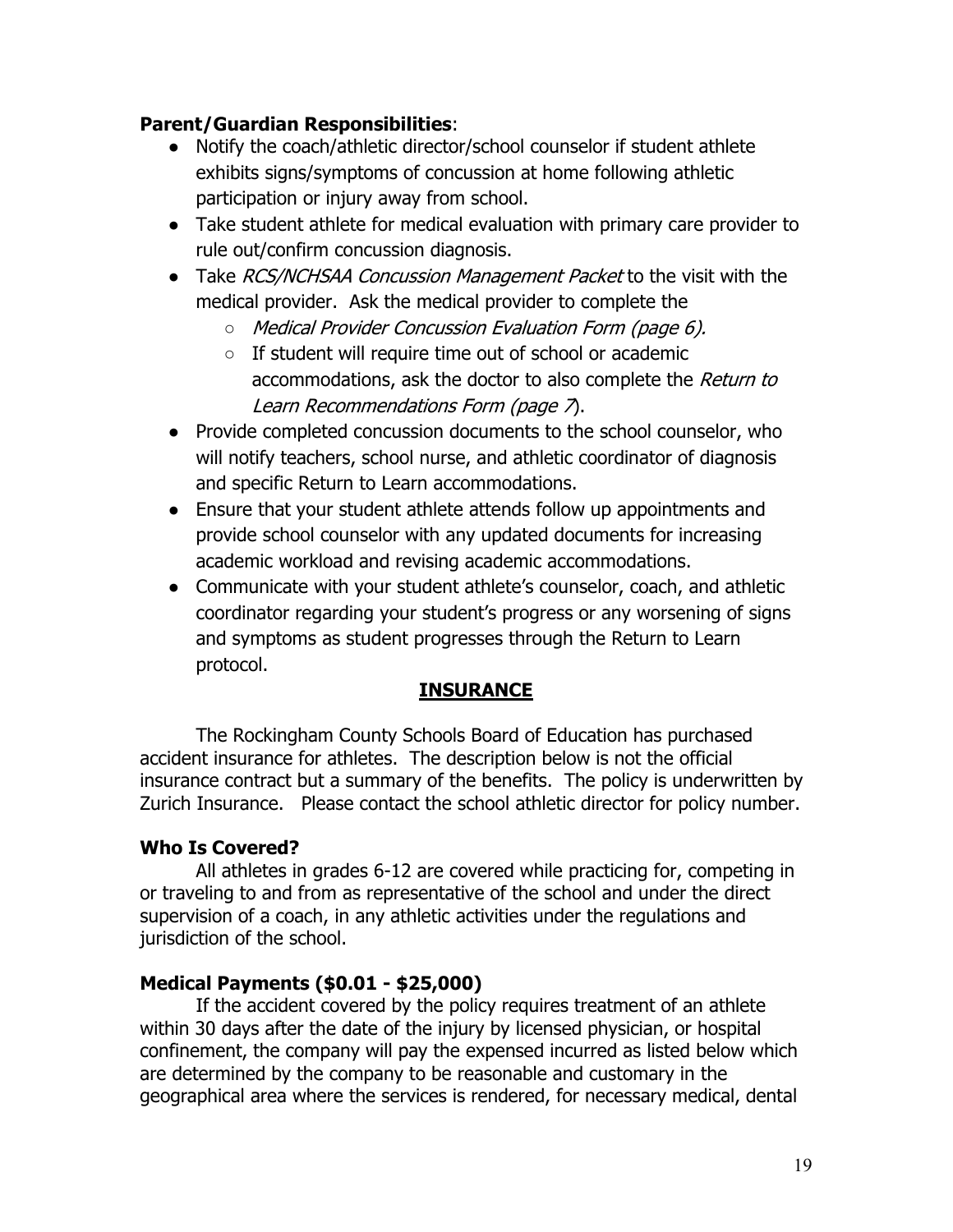**Parent/Guardian Responsibilities**:

- Notify the coach/athletic director/school counselor if student athlete exhibits signs/symptoms of concussion at home following athletic participation or injury away from school.
- Take student athlete for medical evaluation with primary care provider to rule out/confirm concussion diagnosis.
- Take *RCS/NCHSAA Concussion Management Packet* to the visit with the medical provider. Ask the medical provider to complete the
  - *Medical Provider Concussion Evaluation Form (page 6).*
  - If student will require time out of school or academic accommodations, ask the doctor to also complete the *Return to Learn Recommendations Form (page 7*).
- Provide completed concussion documents to the school counselor, who will notify teachers, school nurse, and athletic coordinator of diagnosis and specific Return to Learn accommodations.
- Ensure that your student athlete attends follow up appointments and provide school counselor with any updated documents for increasing academic workload and revising academic accommodations.
- Communicate with your student athlete's counselor, coach, and athletic coordinator regarding your student's progress or any worsening of signs and symptoms as student progresses through the Return to Learn protocol.

## INSURANCE

The Rockingham County Schools Board of Education has purchased accident insurance for athletes. The description below is not the official insurance contract but a summary of the benefits. The policy is underwritten by Zurich Insurance. Please contact the school athletic director for policy number.

**Who Is Covered?**

All athletes in grades 6-12 are covered while practicing for, competing in or traveling to and from as representative of the school and under the direct supervision of a coach, in any athletic activities under the regulations and jurisdiction of the school.

**Medical Payments ($0.01 - $25,000)**

If the accident covered by the policy requires treatment of an athlete within 30 days after the date of the injury by licensed physician, or hospital confinement, the company will pay the expensed incurred as listed below which are determined by the company to be reasonable and customary in the geographical area where the services is rendered, for necessary medical, dental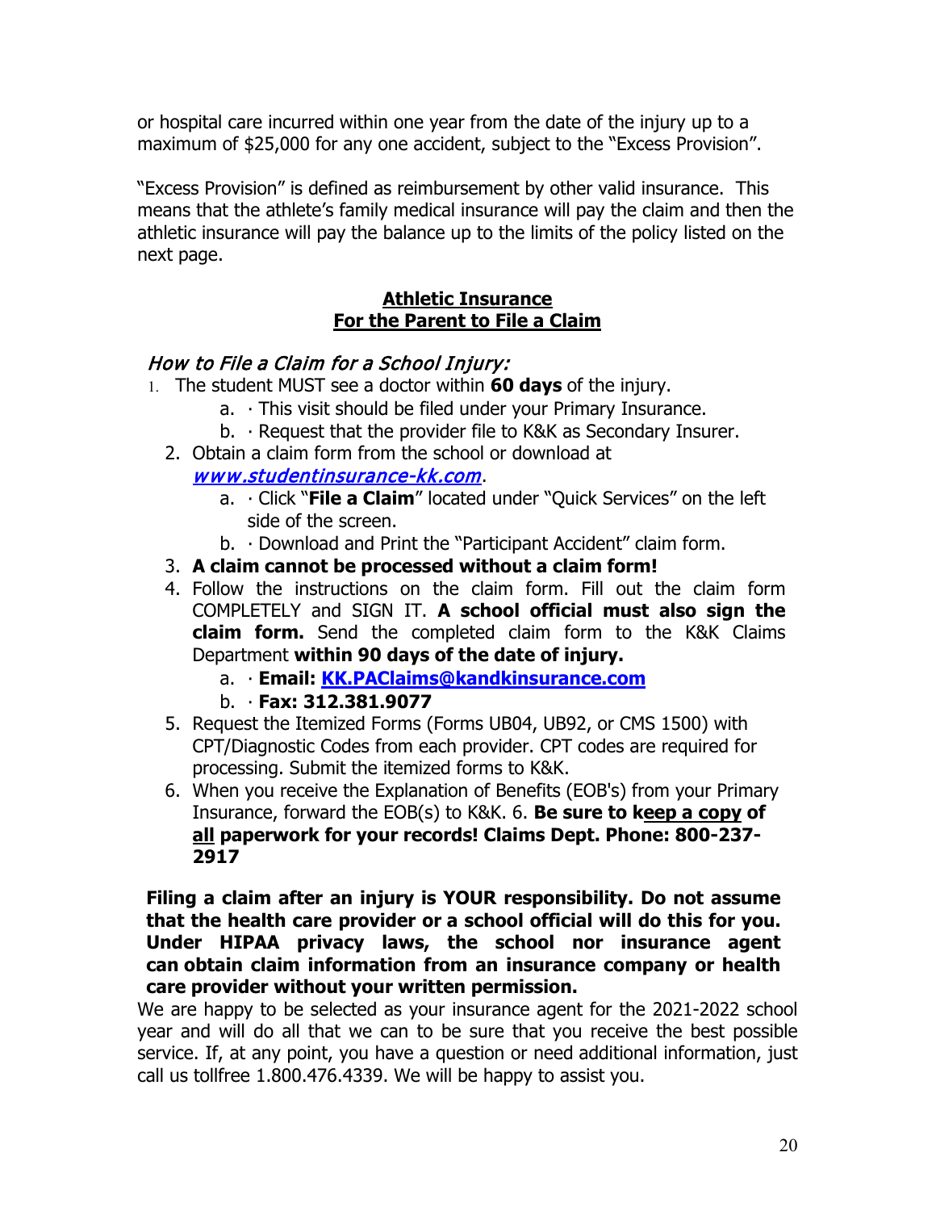or hospital care incurred within one year from the date of the injury up to a maximum of $25,000 for any one accident, subject to the "Excess Provision".

"Excess Provision" is defined as reimbursement by other valid insurance. This means that the athlete's family medical insurance will pay the claim and then the athletic insurance will pay the balance up to the limits of the policy listed on the next page.

## Athletic Insurance
## For the Parent to File a Claim

### *How to File a Claim for a School Injury:*

1. The student MUST see a doctor within **60 days** of the injury.
   a. · This visit should be filed under your Primary Insurance.
   b. · Request that the provider file to K&K as Secondary Insurer.
2. Obtain a claim form from the school or download at *www.studentinsurance-kk.com*.
   a. · Click "**File a Claim**" located under "Quick Services" on the left side of the screen.
   b. · Download and Print the "Participant Accident" claim form.
3. **A claim cannot be processed without a claim form!**
4. Follow the instructions on the claim form. Fill out the claim form COMPLETELY and SIGN IT. **A school official must also sign the claim form.** Send the completed claim form to the K&K Claims Department **within 90 days of the date of injury.**
   a. · **Email: KK.PAClaims@kandkinsurance.com**
   b. · **Fax: 312.381.9077**
5. Request the Itemized Forms (Forms UB04, UB92, or CMS 1500) with CPT/Diagnostic Codes from each provider. CPT codes are required for processing. Submit the itemized forms to K&K.
6. When you receive the Explanation of Benefits (EOB's) from your Primary Insurance, forward the EOB(s) to K&K. 6. **Be sure to keep a copy of all paperwork for your records! Claims Dept. Phone: 800-237-2917**

**Filing a claim after an injury is YOUR responsibility. Do not assume that the health care provider or a school official will do this for you. Under HIPAA privacy laws, the school nor insurance agent can obtain claim information from an insurance company or health care provider without your written permission.**

We are happy to be selected as your insurance agent for the 2021-2022 school year and will do all that we can to be sure that you receive the best possible service. If, at any point, you have a question or need additional information, just call us tollfree 1.800.476.4339. We will be happy to assist you.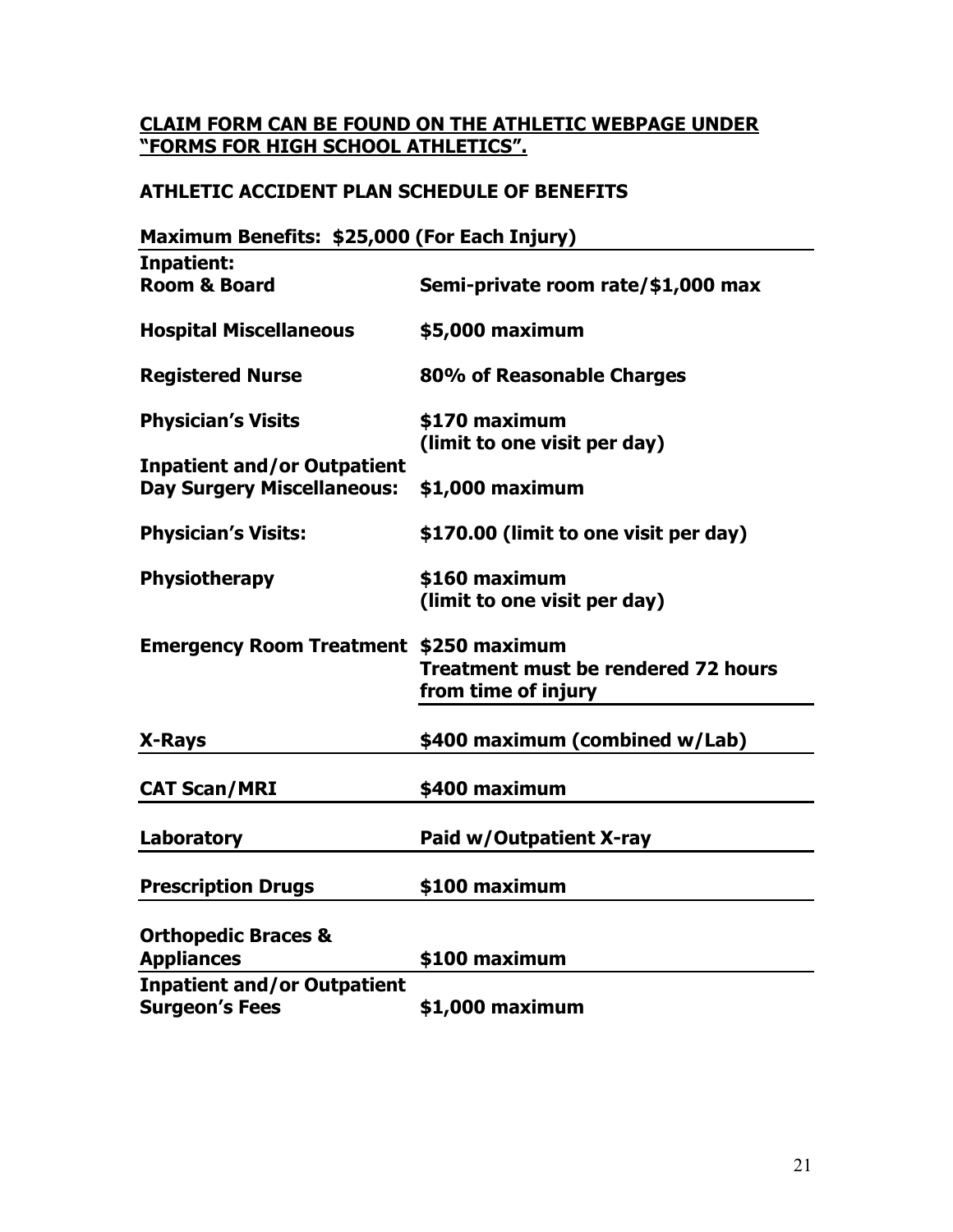**CLAIM FORM CAN BE FOUND ON THE ATHLETIC WEBPAGE UNDER "FORMS FOR HIGH SCHOOL ATHLETICS".**

## ATHLETIC ACCIDENT PLAN SCHEDULE OF BENEFITS

**Maximum Benefits: $25,000 (For Each Injury)**

| | |
|---|---|
| **Inpatient:** | |
| **Room & Board** | **Semi-private room rate/$1,000 max** |
| **Hospital Miscellaneous** | **$5,000 maximum** |
| **Registered Nurse** | **80% of Reasonable Charges** |
| **Physician's Visits** | **$170 maximum (limit to one visit per day)** |
| **Inpatient and/or Outpatient Day Surgery Miscellaneous:** | **$1,000 maximum** |
| **Physician's Visits:** | **$170.00 (limit to one visit per day)** |
| **Physiotherapy** | **$160 maximum (limit to one visit per day)** |
| **Emergency Room Treatment** | **$250 maximum Treatment must be rendered 72 hours from time of injury** |
| **X-Rays** | **$400 maximum (combined w/Lab)** |
| **CAT Scan/MRI** | **$400 maximum** |
| **Laboratory** | **Paid w/Outpatient X-ray** |
| **Prescription Drugs** | **$100 maximum** |
| **Orthopedic Braces & Appliances** | **$100 maximum** |
| **Inpatient and/or Outpatient Surgeon's Fees** | **$1,000 maximum** |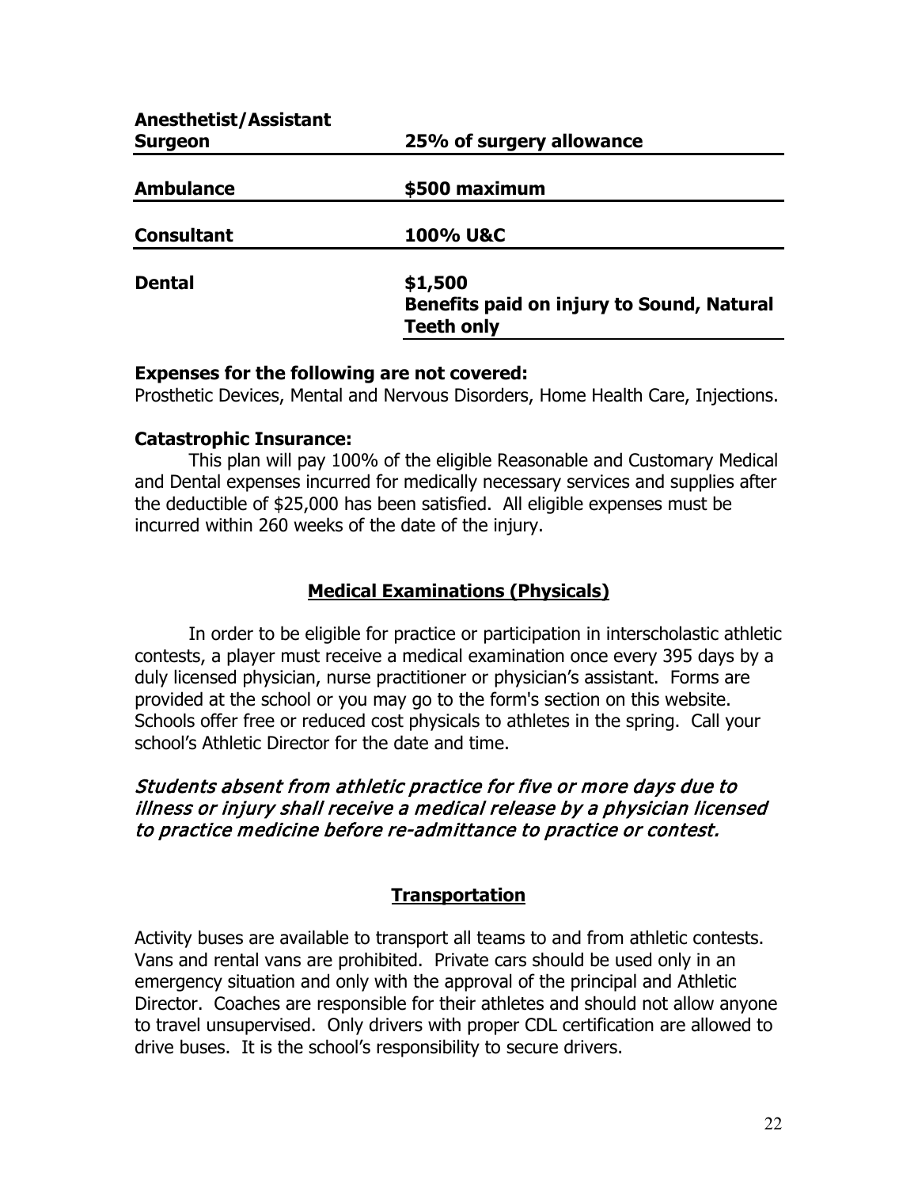| **Anesthetist/Assistant Surgeon** | **25% of surgery allowance** |
| --- | --- |
| **Ambulance** | **$500 maximum** |
| **Consultant** | **100% U&C** |
| **Dental** | **$1,500**<br>**Benefits paid on injury to Sound, Natural Teeth only** |

**Expenses for the following are not covered:**
Prosthetic Devices, Mental and Nervous Disorders, Home Health Care, Injections.

**Catastrophic Insurance:**

This plan will pay 100% of the eligible Reasonable and Customary Medical and Dental expenses incurred for medically necessary services and supplies after the deductible of $25,000 has been satisfied. All eligible expenses must be incurred within 260 weeks of the date of the injury.

## Medical Examinations (Physicals)

In order to be eligible for practice or participation in interscholastic athletic contests, a player must receive a medical examination once every 395 days by a duly licensed physician, nurse practitioner or physician's assistant. Forms are provided at the school or you may go to the form's section on this website. Schools offer free or reduced cost physicals to athletes in the spring. Call your school's Athletic Director for the date and time.

*Students absent from athletic practice for five or more days due to illness or injury shall receive a medical release by a physician licensed to practice medicine before re-admittance to practice or contest.*

## Transportation

Activity buses are available to transport all teams to and from athletic contests. Vans and rental vans are prohibited. Private cars should be used only in an emergency situation and only with the approval of the principal and Athletic Director. Coaches are responsible for their athletes and should not allow anyone to travel unsupervised. Only drivers with proper CDL certification are allowed to drive buses. It is the school's responsibility to secure drivers.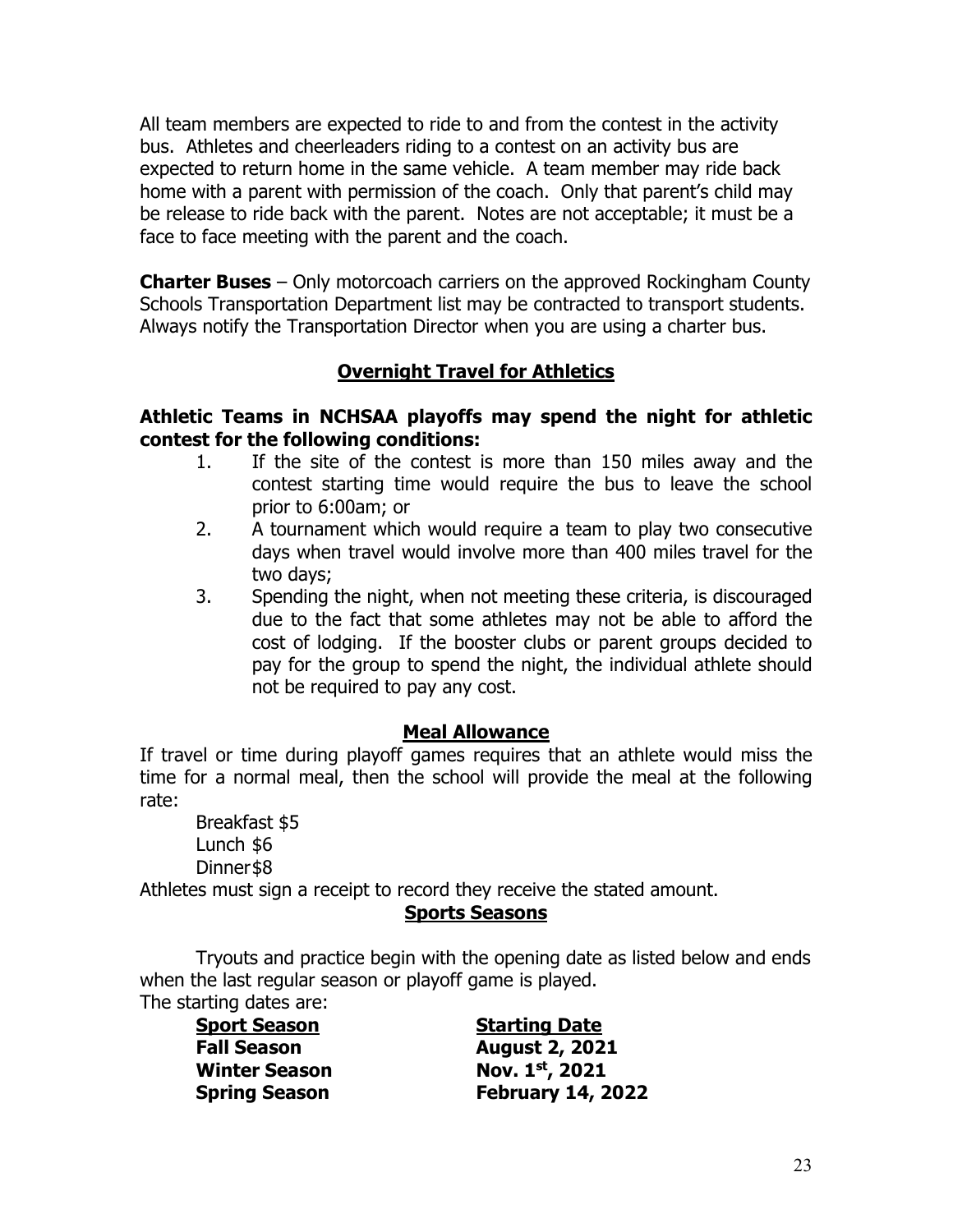All team members are expected to ride to and from the contest in the activity bus. Athletes and cheerleaders riding to a contest on an activity bus are expected to return home in the same vehicle. A team member may ride back home with a parent with permission of the coach. Only that parent's child may be release to ride back with the parent. Notes are not acceptable; it must be a face to face meeting with the parent and the coach.

**Charter Buses** – Only motorcoach carriers on the approved Rockingham County Schools Transportation Department list may be contracted to transport students. Always notify the Transportation Director when you are using a charter bus.

## Overnight Travel for Athletics

**Athletic Teams in NCHSAA playoffs may spend the night for athletic contest for the following conditions:**

1. If the site of the contest is more than 150 miles away and the contest starting time would require the bus to leave the school prior to 6:00am; or
2. A tournament which would require a team to play two consecutive days when travel would involve more than 400 miles travel for the two days;
3. Spending the night, when not meeting these criteria, is discouraged due to the fact that some athletes may not be able to afford the cost of lodging. If the booster clubs or parent groups decided to pay for the group to spend the night, the individual athlete should not be required to pay any cost.

## Meal Allowance

If travel or time during playoff games requires that an athlete would miss the time for a normal meal, then the school will provide the meal at the following rate:

Breakfast $5
Lunch $6
Dinner $8

Athletes must sign a receipt to record they receive the stated amount.

## Sports Seasons

Tryouts and practice begin with the opening date as listed below and ends when the last regular season or playoff game is played.

The starting dates are:

| Sport Season | Starting Date |
|---|---|
| **Fall Season** | **August 2, 2021** |
| **Winter Season** | **Nov. 1st, 2021** |
| **Spring Season** | **February 14, 2022** |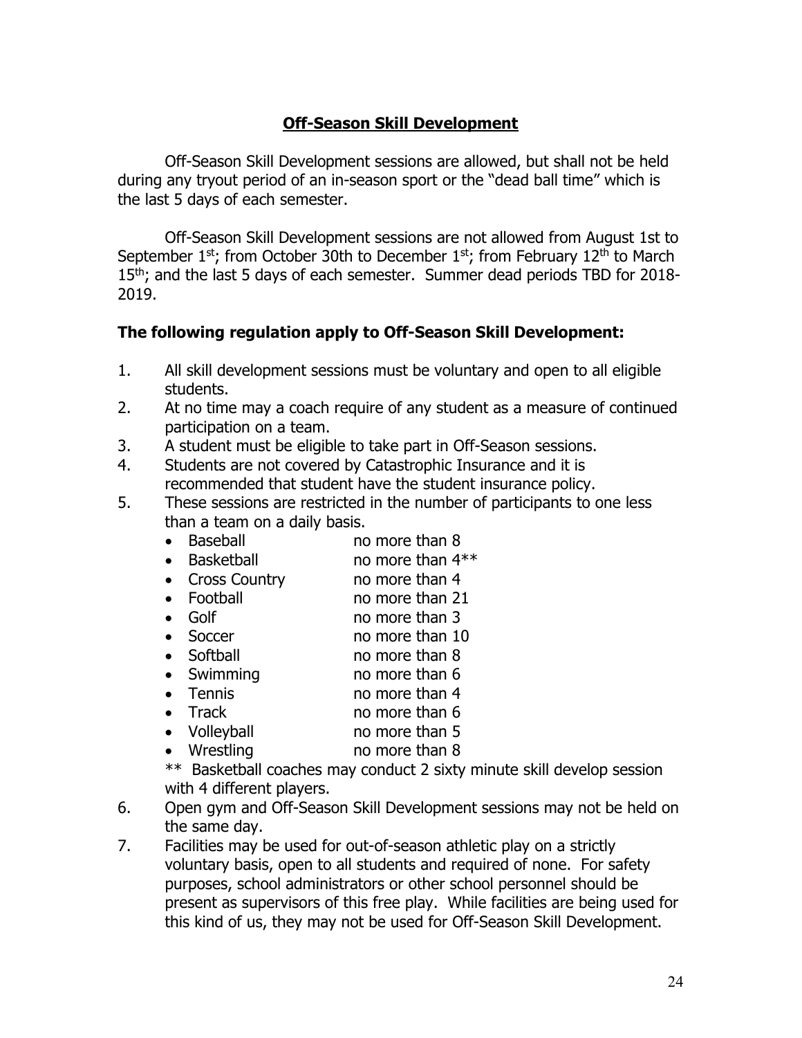## Off-Season Skill Development

Off-Season Skill Development sessions are allowed, but shall not be held during any tryout period of an in-season sport or the "dead ball time" which is the last 5 days of each semester.

Off-Season Skill Development sessions are not allowed from August 1st to September 1st; from October 30th to December 1st; from February 12th to March 15th; and the last 5 days of each semester. Summer dead periods TBD for 2018-2019.

### The following regulation apply to Off-Season Skill Development:

1. All skill development sessions must be voluntary and open to all eligible students.
2. At no time may a coach require of any student as a measure of continued participation on a team.
3. A student must be eligible to take part in Off-Season sessions.
4. Students are not covered by Catastrophic Insurance and it is recommended that student have the student insurance policy.
5. These sessions are restricted in the number of participants to one less than a team on a daily basis.
   - Baseball — no more than 8
   - Basketball — no more than 4**
   - Cross Country — no more than 4
   - Football — no more than 21
   - Golf — no more than 3
   - Soccer — no more than 10
   - Softball — no more than 8
   - Swimming — no more than 6
   - Tennis — no more than 4
   - Track — no more than 6
   - Volleyball — no more than 5
   - Wrestling — no more than 8

   ** Basketball coaches may conduct 2 sixty minute skill develop session with 4 different players.
6. Open gym and Off-Season Skill Development sessions may not be held on the same day.
7. Facilities may be used for out-of-season athletic play on a strictly voluntary basis, open to all students and required of none. For safety purposes, school administrators or other school personnel should be present as supervisors of this free play. While facilities are being used for this kind of us, they may not be used for Off-Season Skill Development.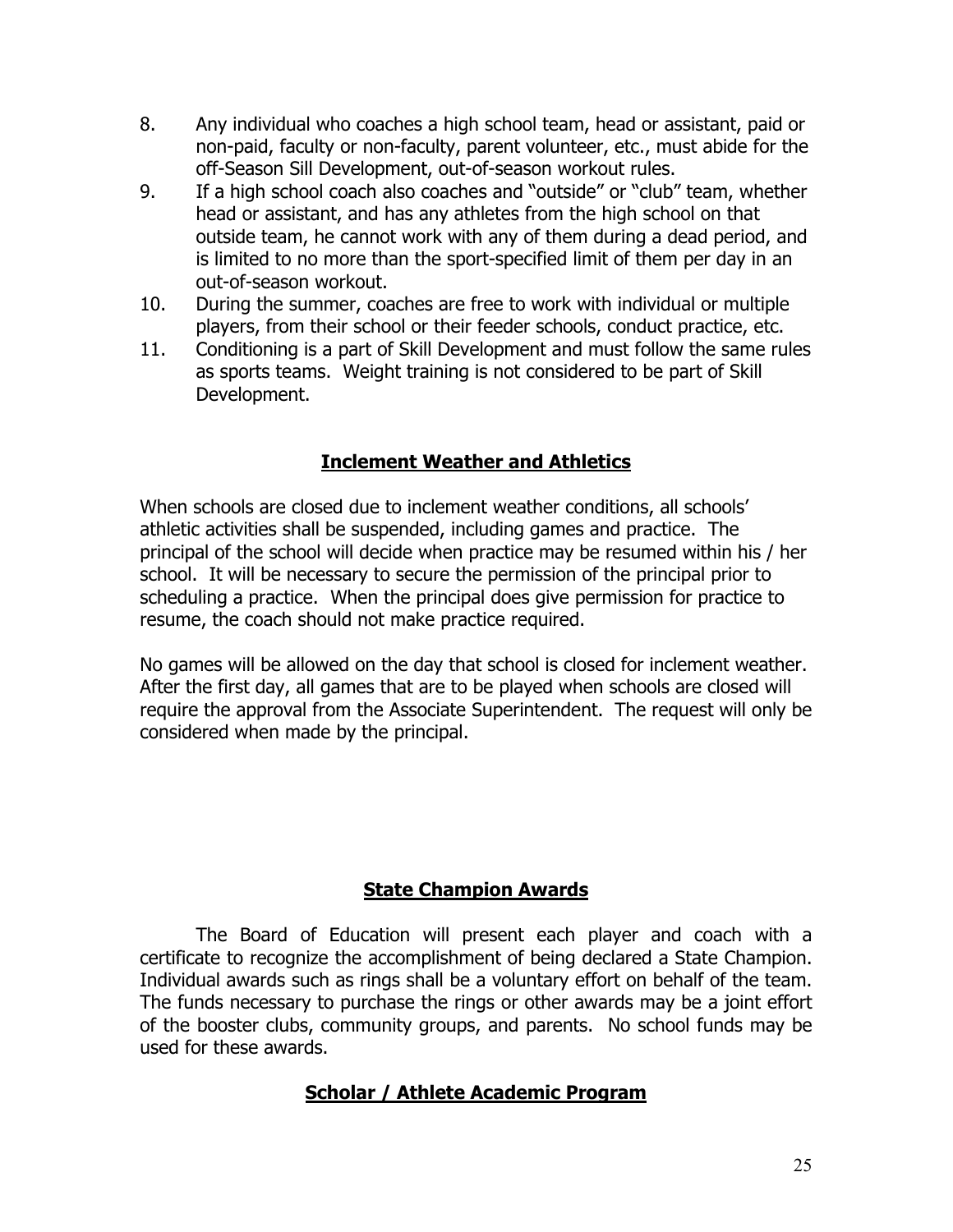8. Any individual who coaches a high school team, head or assistant, paid or non-paid, faculty or non-faculty, parent volunteer, etc., must abide for the off-Season Sill Development, out-of-season workout rules.
9. If a high school coach also coaches and "outside" or "club" team, whether head or assistant, and has any athletes from the high school on that outside team, he cannot work with any of them during a dead period, and is limited to no more than the sport-specified limit of them per day in an out-of-season workout.
10. During the summer, coaches are free to work with individual or multiple players, from their school or their feeder schools, conduct practice, etc.
11. Conditioning is a part of Skill Development and must follow the same rules as sports teams. Weight training is not considered to be part of Skill Development.

## Inclement Weather and Athletics

When schools are closed due to inclement weather conditions, all schools' athletic activities shall be suspended, including games and practice. The principal of the school will decide when practice may be resumed within his / her school. It will be necessary to secure the permission of the principal prior to scheduling a practice. When the principal does give permission for practice to resume, the coach should not make practice required.

No games will be allowed on the day that school is closed for inclement weather. After the first day, all games that are to be played when schools are closed will require the approval from the Associate Superintendent. The request will only be considered when made by the principal.

## State Champion Awards

The Board of Education will present each player and coach with a certificate to recognize the accomplishment of being declared a State Champion. Individual awards such as rings shall be a voluntary effort on behalf of the team. The funds necessary to purchase the rings or other awards may be a joint effort of the booster clubs, community groups, and parents. No school funds may be used for these awards.

## Scholar / Athlete Academic Program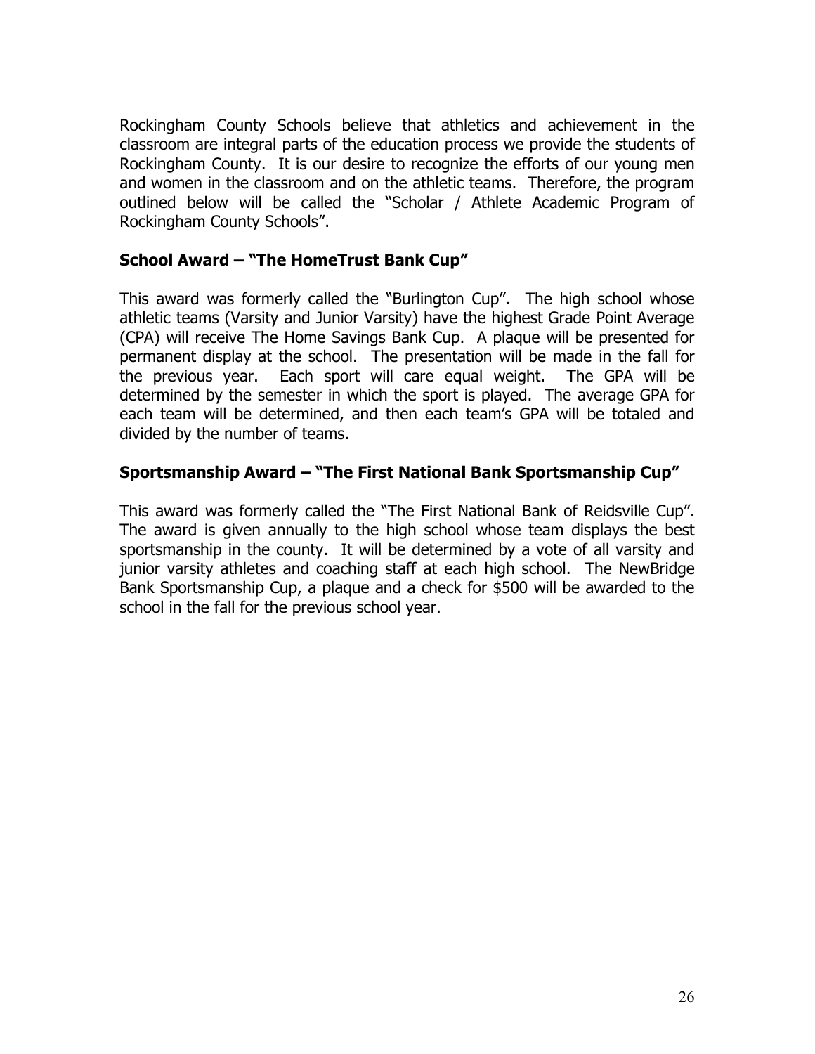Rockingham County Schools believe that athletics and achievement in the classroom are integral parts of the education process we provide the students of Rockingham County. It is our desire to recognize the efforts of our young men and women in the classroom and on the athletic teams. Therefore, the program outlined below will be called the "Scholar / Athlete Academic Program of Rockingham County Schools".

### School Award – "The HomeTrust Bank Cup"

This award was formerly called the "Burlington Cup". The high school whose athletic teams (Varsity and Junior Varsity) have the highest Grade Point Average (CPA) will receive The Home Savings Bank Cup. A plaque will be presented for permanent display at the school. The presentation will be made in the fall for the previous year. Each sport will care equal weight. The GPA will be determined by the semester in which the sport is played. The average GPA for each team will be determined, and then each team's GPA will be totaled and divided by the number of teams.

### Sportsmanship Award – "The First National Bank Sportsmanship Cup"

This award was formerly called the "The First National Bank of Reidsville Cup". The award is given annually to the high school whose team displays the best sportsmanship in the county. It will be determined by a vote of all varsity and junior varsity athletes and coaching staff at each high school. The NewBridge Bank Sportsmanship Cup, a plaque and a check for $500 will be awarded to the school in the fall for the previous school year.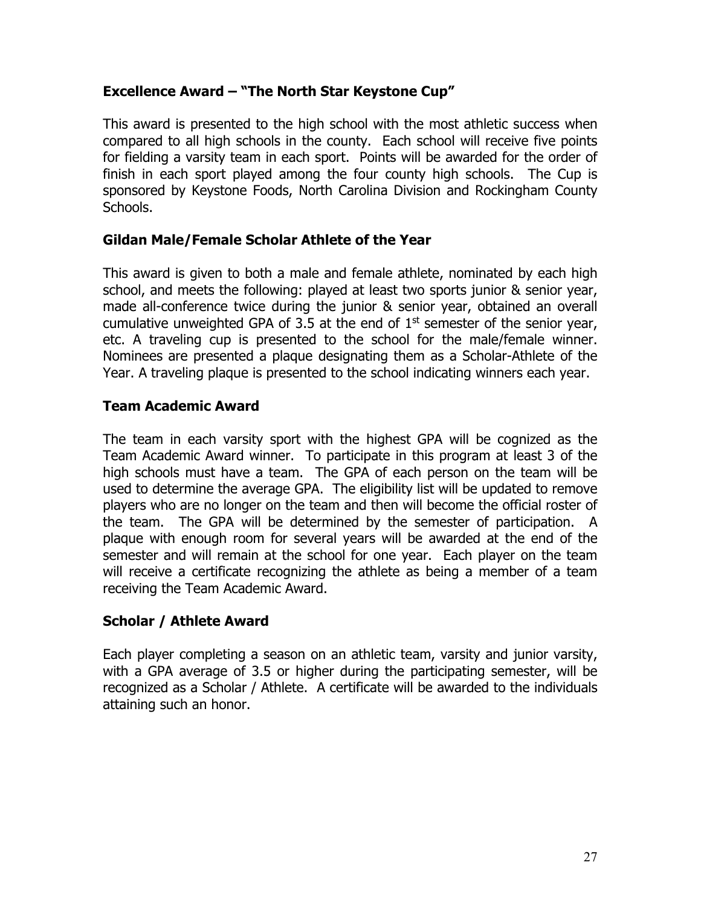### Excellence Award – "The North Star Keystone Cup"

This award is presented to the high school with the most athletic success when compared to all high schools in the county. Each school will receive five points for fielding a varsity team in each sport. Points will be awarded for the order of finish in each sport played among the four county high schools. The Cup is sponsored by Keystone Foods, North Carolina Division and Rockingham County Schools.

### Gildan Male/Female Scholar Athlete of the Year

This award is given to both a male and female athlete, nominated by each high school, and meets the following: played at least two sports junior & senior year, made all-conference twice during the junior & senior year, obtained an overall cumulative unweighted GPA of 3.5 at the end of 1st semester of the senior year, etc. A traveling cup is presented to the school for the male/female winner. Nominees are presented a plaque designating them as a Scholar-Athlete of the Year. A traveling plaque is presented to the school indicating winners each year.

### Team Academic Award

The team in each varsity sport with the highest GPA will be cognized as the Team Academic Award winner. To participate in this program at least 3 of the high schools must have a team. The GPA of each person on the team will be used to determine the average GPA. The eligibility list will be updated to remove players who are no longer on the team and then will become the official roster of the team. The GPA will be determined by the semester of participation. A plaque with enough room for several years will be awarded at the end of the semester and will remain at the school for one year. Each player on the team will receive a certificate recognizing the athlete as being a member of a team receiving the Team Academic Award.

### Scholar / Athlete Award

Each player completing a season on an athletic team, varsity and junior varsity, with a GPA average of 3.5 or higher during the participating semester, will be recognized as a Scholar / Athlete. A certificate will be awarded to the individuals attaining such an honor.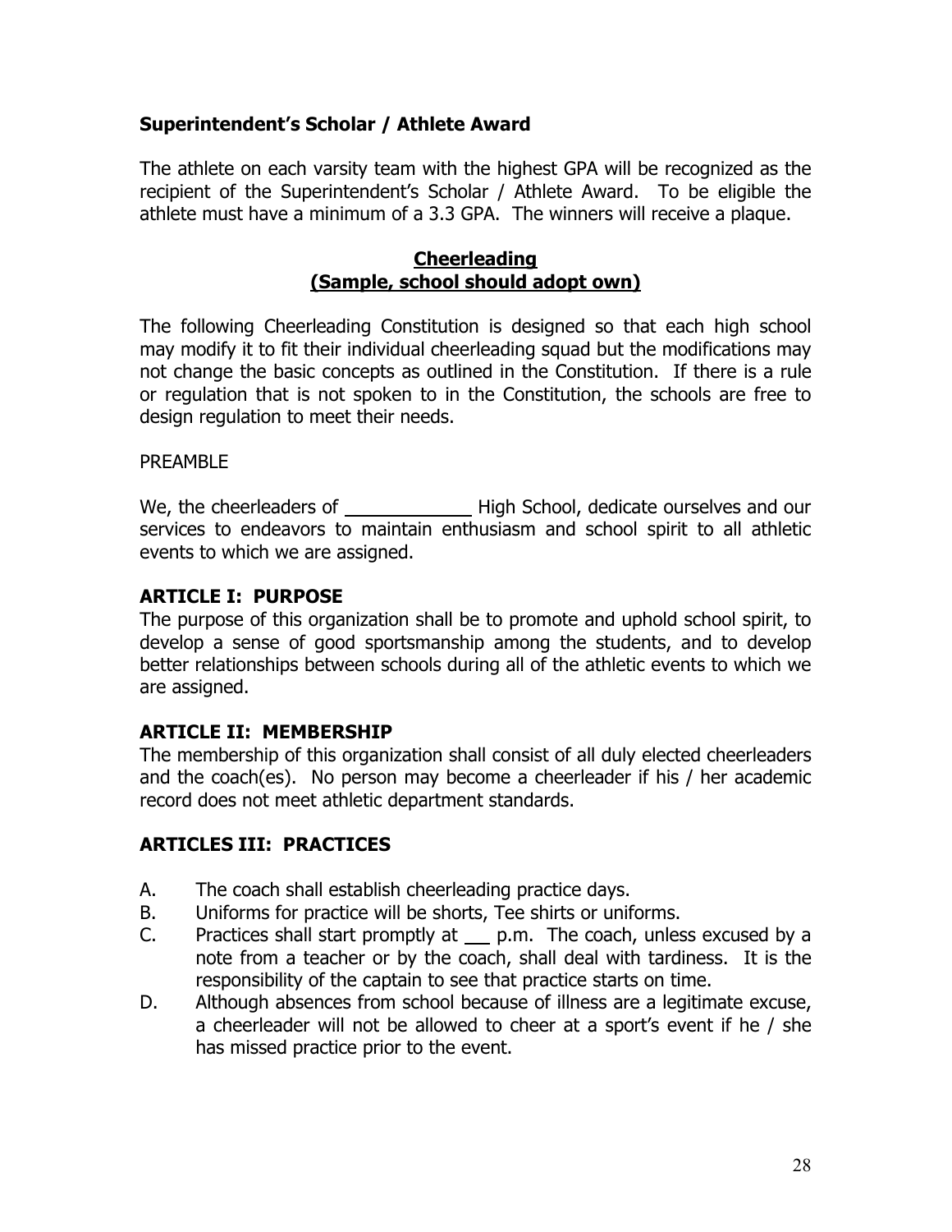**Superintendent's Scholar / Athlete Award**

The athlete on each varsity team with the highest GPA will be recognized as the recipient of the Superintendent's Scholar / Athlete Award. To be eligible the athlete must have a minimum of a 3.3 GPA. The winners will receive a plaque.

## Cheerleading
## (Sample, school should adopt own)

The following Cheerleading Constitution is designed so that each high school may modify it to fit their individual cheerleading squad but the modifications may not change the basic concepts as outlined in the Constitution. If there is a rule or regulation that is not spoken to in the Constitution, the schools are free to design regulation to meet their needs.

PREAMBLE

We, the cheerleaders of ____________ High School, dedicate ourselves and our services to endeavors to maintain enthusiasm and school spirit to all athletic events to which we are assigned.

### ARTICLE I: PURPOSE

The purpose of this organization shall be to promote and uphold school spirit, to develop a sense of good sportsmanship among the students, and to develop better relationships between schools during all of the athletic events to which we are assigned.

### ARTICLE II: MEMBERSHIP

The membership of this organization shall consist of all duly elected cheerleaders and the coach(es). No person may become a cheerleader if his / her academic record does not meet athletic department standards.

### ARTICLES III: PRACTICES

A. The coach shall establish cheerleading practice days.
B. Uniforms for practice will be shorts, Tee shirts or uniforms.
C. Practices shall start promptly at __ p.m. The coach, unless excused by a note from a teacher or by the coach, shall deal with tardiness. It is the responsibility of the captain to see that practice starts on time.
D. Although absences from school because of illness are a legitimate excuse, a cheerleader will not be allowed to cheer at a sport's event if he / she has missed practice prior to the event.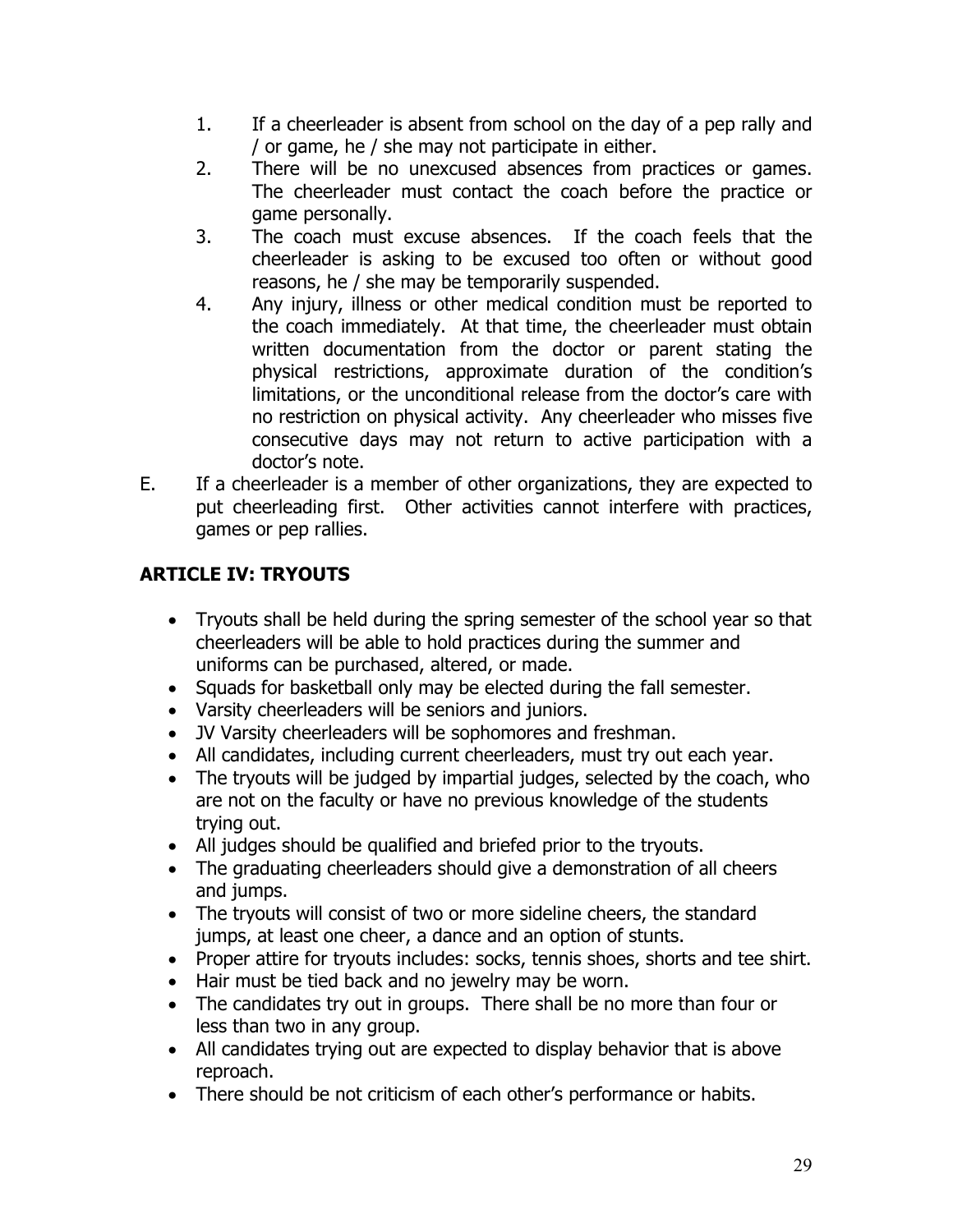1. If a cheerleader is absent from school on the day of a pep rally and / or game, he / she may not participate in either.
2. There will be no unexcused absences from practices or games. The cheerleader must contact the coach before the practice or game personally.
3. The coach must excuse absences. If the coach feels that the cheerleader is asking to be excused too often or without good reasons, he / she may be temporarily suspended.
4. Any injury, illness or other medical condition must be reported to the coach immediately. At that time, the cheerleader must obtain written documentation from the doctor or parent stating the physical restrictions, approximate duration of the condition's limitations, or the unconditional release from the doctor's care with no restriction on physical activity. Any cheerleader who misses five consecutive days may not return to active participation with a doctor's note.

E. If a cheerleader is a member of other organizations, they are expected to put cheerleading first. Other activities cannot interfere with practices, games or pep rallies.

## ARTICLE IV: TRYOUTS

- Tryouts shall be held during the spring semester of the school year so that cheerleaders will be able to hold practices during the summer and uniforms can be purchased, altered, or made.
- Squads for basketball only may be elected during the fall semester.
- Varsity cheerleaders will be seniors and juniors.
- JV Varsity cheerleaders will be sophomores and freshman.
- All candidates, including current cheerleaders, must try out each year.
- The tryouts will be judged by impartial judges, selected by the coach, who are not on the faculty or have no previous knowledge of the students trying out.
- All judges should be qualified and briefed prior to the tryouts.
- The graduating cheerleaders should give a demonstration of all cheers and jumps.
- The tryouts will consist of two or more sideline cheers, the standard jumps, at least one cheer, a dance and an option of stunts.
- Proper attire for tryouts includes: socks, tennis shoes, shorts and tee shirt.
- Hair must be tied back and no jewelry may be worn.
- The candidates try out in groups. There shall be no more than four or less than two in any group.
- All candidates trying out are expected to display behavior that is above reproach.
- There should be not criticism of each other's performance or habits.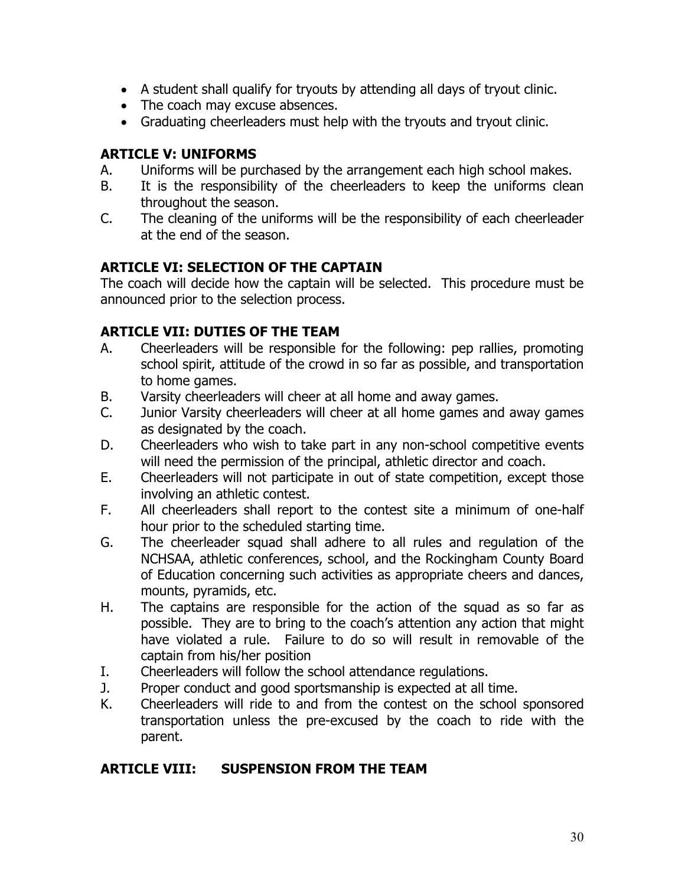- A student shall qualify for tryouts by attending all days of tryout clinic.
- The coach may excuse absences.
- Graduating cheerleaders must help with the tryouts and tryout clinic.

## ARTICLE V: UNIFORMS

A. Uniforms will be purchased by the arrangement each high school makes.

B. It is the responsibility of the cheerleaders to keep the uniforms clean throughout the season.

C. The cleaning of the uniforms will be the responsibility of each cheerleader at the end of the season.

## ARTICLE VI: SELECTION OF THE CAPTAIN

The coach will decide how the captain will be selected. This procedure must be announced prior to the selection process.

## ARTICLE VII: DUTIES OF THE TEAM

A. Cheerleaders will be responsible for the following: pep rallies, promoting school spirit, attitude of the crowd in so far as possible, and transportation to home games.

B. Varsity cheerleaders will cheer at all home and away games.

C. Junior Varsity cheerleaders will cheer at all home games and away games as designated by the coach.

D. Cheerleaders who wish to take part in any non-school competitive events will need the permission of the principal, athletic director and coach.

E. Cheerleaders will not participate in out of state competition, except those involving an athletic contest.

F. All cheerleaders shall report to the contest site a minimum of one-half hour prior to the scheduled starting time.

G. The cheerleader squad shall adhere to all rules and regulation of the NCHSAA, athletic conferences, school, and the Rockingham County Board of Education concerning such activities as appropriate cheers and dances, mounts, pyramids, etc.

H. The captains are responsible for the action of the squad as so far as possible. They are to bring to the coach's attention any action that might have violated a rule. Failure to do so will result in removable of the captain from his/her position

I. Cheerleaders will follow the school attendance regulations.

J. Proper conduct and good sportsmanship is expected at all time.

K. Cheerleaders will ride to and from the contest on the school sponsored transportation unless the pre-excused by the coach to ride with the parent.

## ARTICLE VIII: SUSPENSION FROM THE TEAM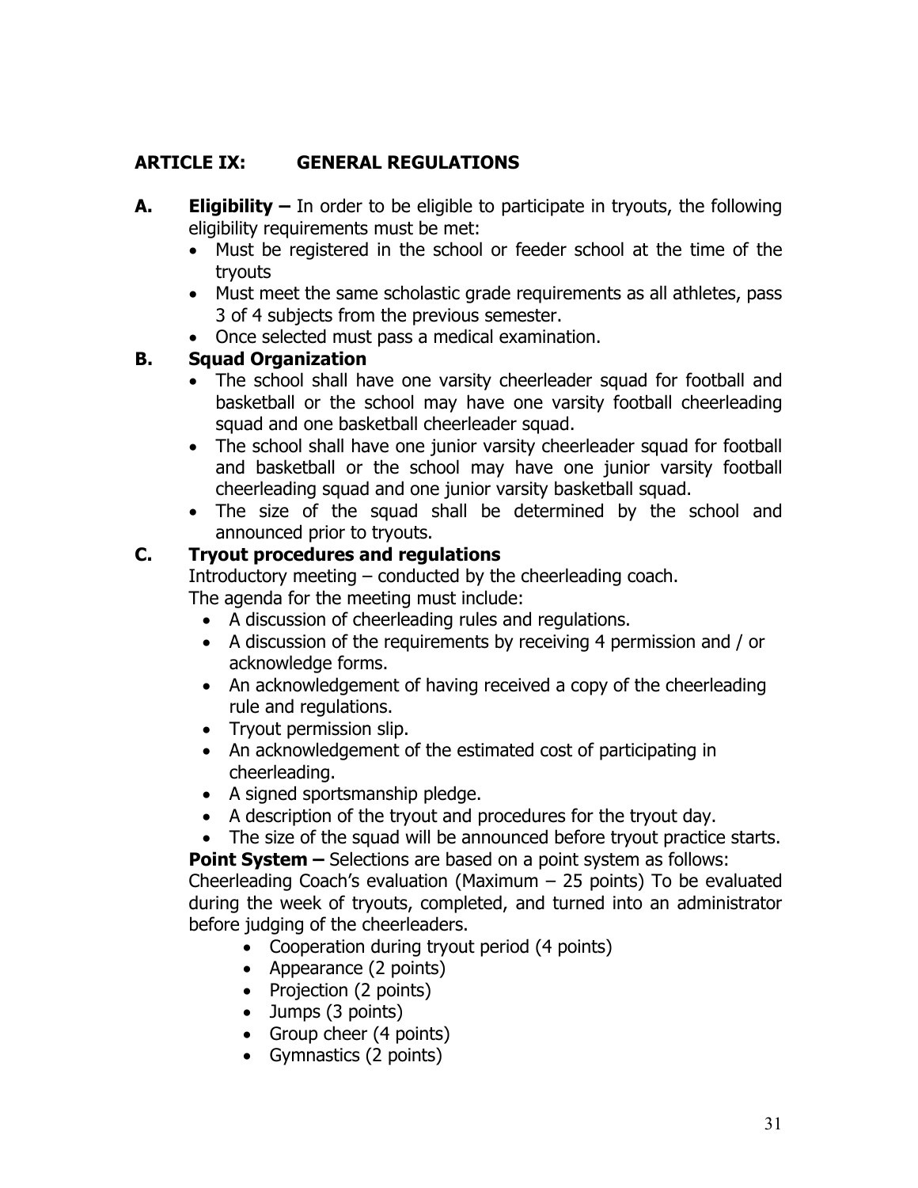## ARTICLE IX: GENERAL REGULATIONS

**A. Eligibility –** In order to be eligible to participate in tryouts, the following eligibility requirements must be met:

- Must be registered in the school or feeder school at the time of the tryouts
- Must meet the same scholastic grade requirements as all athletes, pass 3 of 4 subjects from the previous semester.
- Once selected must pass a medical examination.

**B. Squad Organization**

- The school shall have one varsity cheerleader squad for football and basketball or the school may have one varsity football cheerleading squad and one basketball cheerleader squad.
- The school shall have one junior varsity cheerleader squad for football and basketball or the school may have one junior varsity football cheerleading squad and one junior varsity basketball squad.
- The size of the squad shall be determined by the school and announced prior to tryouts.

**C. Tryout procedures and regulations**

Introductory meeting – conducted by the cheerleading coach.
The agenda for the meeting must include:

- A discussion of cheerleading rules and regulations.
- A discussion of the requirements by receiving 4 permission and / or acknowledge forms.
- An acknowledgement of having received a copy of the cheerleading rule and regulations.
- Tryout permission slip.
- An acknowledgement of the estimated cost of participating in cheerleading.
- A signed sportsmanship pledge.
- A description of the tryout and procedures for the tryout day.
- The size of the squad will be announced before tryout practice starts.

**Point System –** Selections are based on a point system as follows:
Cheerleading Coach's evaluation (Maximum – 25 points) To be evaluated during the week of tryouts, completed, and turned into an administrator before judging of the cheerleaders.

- Cooperation during tryout period (4 points)
- Appearance (2 points)
- Projection (2 points)
- Jumps (3 points)
- Group cheer (4 points)
- Gymnastics (2 points)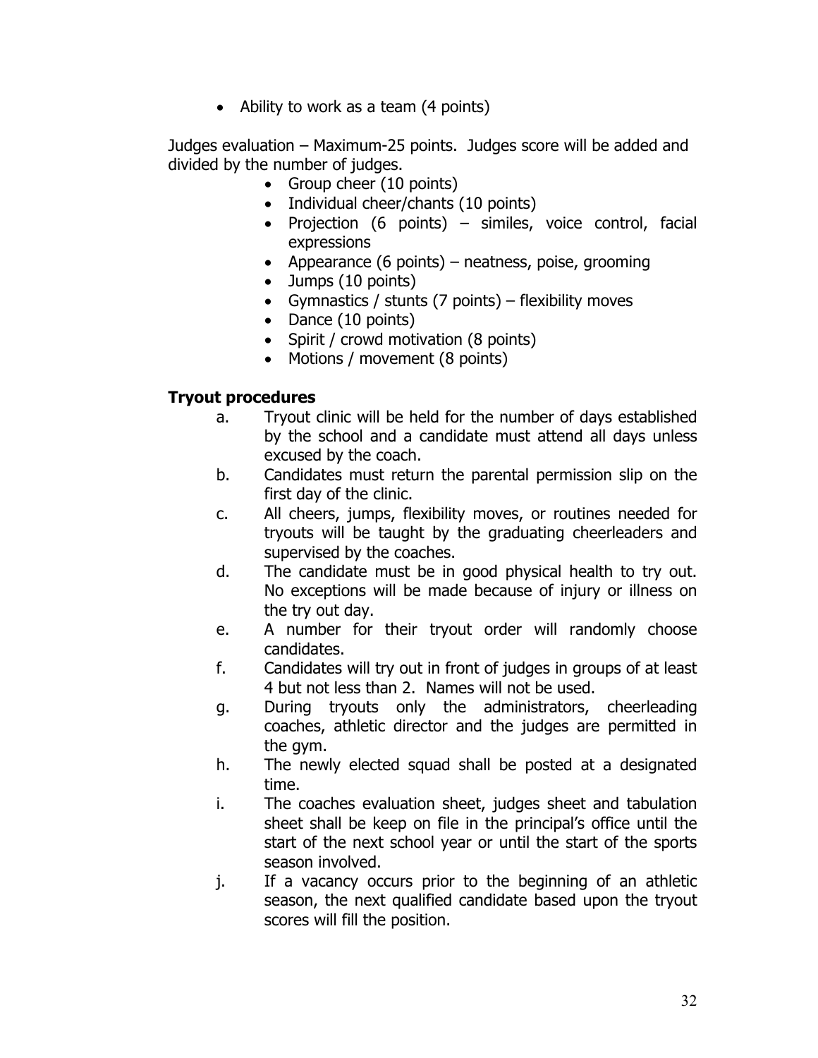- Ability to work as a team (4 points)

Judges evaluation – Maximum-25 points. Judges score will be added and divided by the number of judges.

- Group cheer (10 points)
- Individual cheer/chants (10 points)
- Projection (6 points) – similes, voice control, facial expressions
- Appearance (6 points) – neatness, poise, grooming
- Jumps (10 points)
- Gymnastics / stunts (7 points) – flexibility moves
- Dance (10 points)
- Spirit / crowd motivation (8 points)
- Motions / movement (8 points)

**Tryout procedures**

a. Tryout clinic will be held for the number of days established by the school and a candidate must attend all days unless excused by the coach.

b. Candidates must return the parental permission slip on the first day of the clinic.

c. All cheers, jumps, flexibility moves, or routines needed for tryouts will be taught by the graduating cheerleaders and supervised by the coaches.

d. The candidate must be in good physical health to try out. No exceptions will be made because of injury or illness on the try out day.

e. A number for their tryout order will randomly choose candidates.

f. Candidates will try out in front of judges in groups of at least 4 but not less than 2. Names will not be used.

g. During tryouts only the administrators, cheerleading coaches, athletic director and the judges are permitted in the gym.

h. The newly elected squad shall be posted at a designated time.

i. The coaches evaluation sheet, judges sheet and tabulation sheet shall be keep on file in the principal's office until the start of the next school year or until the start of the sports season involved.

j. If a vacancy occurs prior to the beginning of an athletic season, the next qualified candidate based upon the tryout scores will fill the position.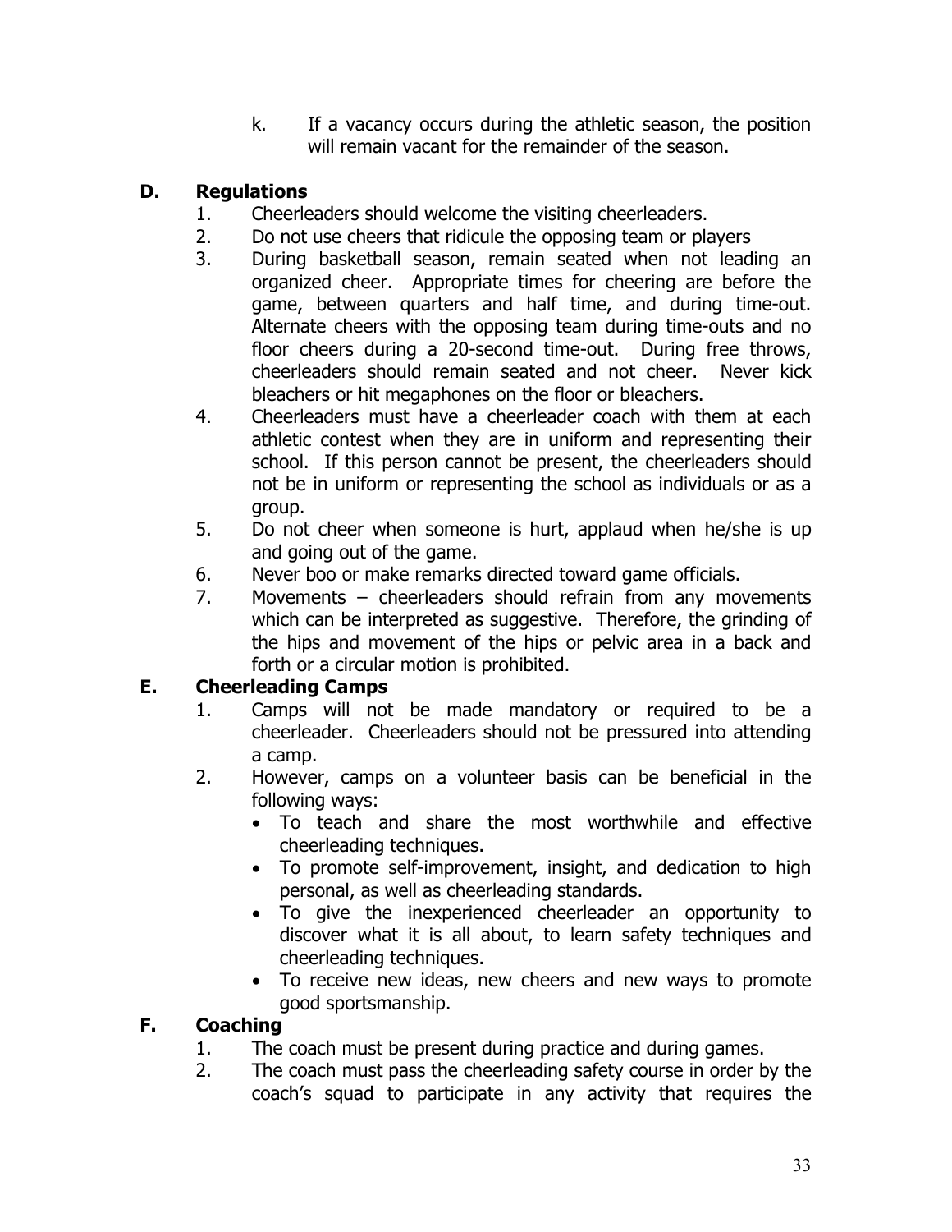k. If a vacancy occurs during the athletic season, the position will remain vacant for the remainder of the season.

## D. Regulations

1. Cheerleaders should welcome the visiting cheerleaders.
2. Do not use cheers that ridicule the opposing team or players
3. During basketball season, remain seated when not leading an organized cheer. Appropriate times for cheering are before the game, between quarters and half time, and during time-out. Alternate cheers with the opposing team during time-outs and no floor cheers during a 20-second time-out. During free throws, cheerleaders should remain seated and not cheer. Never kick bleachers or hit megaphones on the floor or bleachers.
4. Cheerleaders must have a cheerleader coach with them at each athletic contest when they are in uniform and representing their school. If this person cannot be present, the cheerleaders should not be in uniform or representing the school as individuals or as a group.
5. Do not cheer when someone is hurt, applaud when he/she is up and going out of the game.
6. Never boo or make remarks directed toward game officials.
7. Movements – cheerleaders should refrain from any movements which can be interpreted as suggestive. Therefore, the grinding of the hips and movement of the hips or pelvic area in a back and forth or a circular motion is prohibited.

## E. Cheerleading Camps

1. Camps will not be made mandatory or required to be a cheerleader. Cheerleaders should not be pressured into attending a camp.
2. However, camps on a volunteer basis can be beneficial in the following ways:
   - To teach and share the most worthwhile and effective cheerleading techniques.
   - To promote self-improvement, insight, and dedication to high personal, as well as cheerleading standards.
   - To give the inexperienced cheerleader an opportunity to discover what it is all about, to learn safety techniques and cheerleading techniques.
   - To receive new ideas, new cheers and new ways to promote good sportsmanship.

## F. Coaching

1. The coach must be present during practice and during games.
2. The coach must pass the cheerleading safety course in order by the coach's squad to participate in any activity that requires the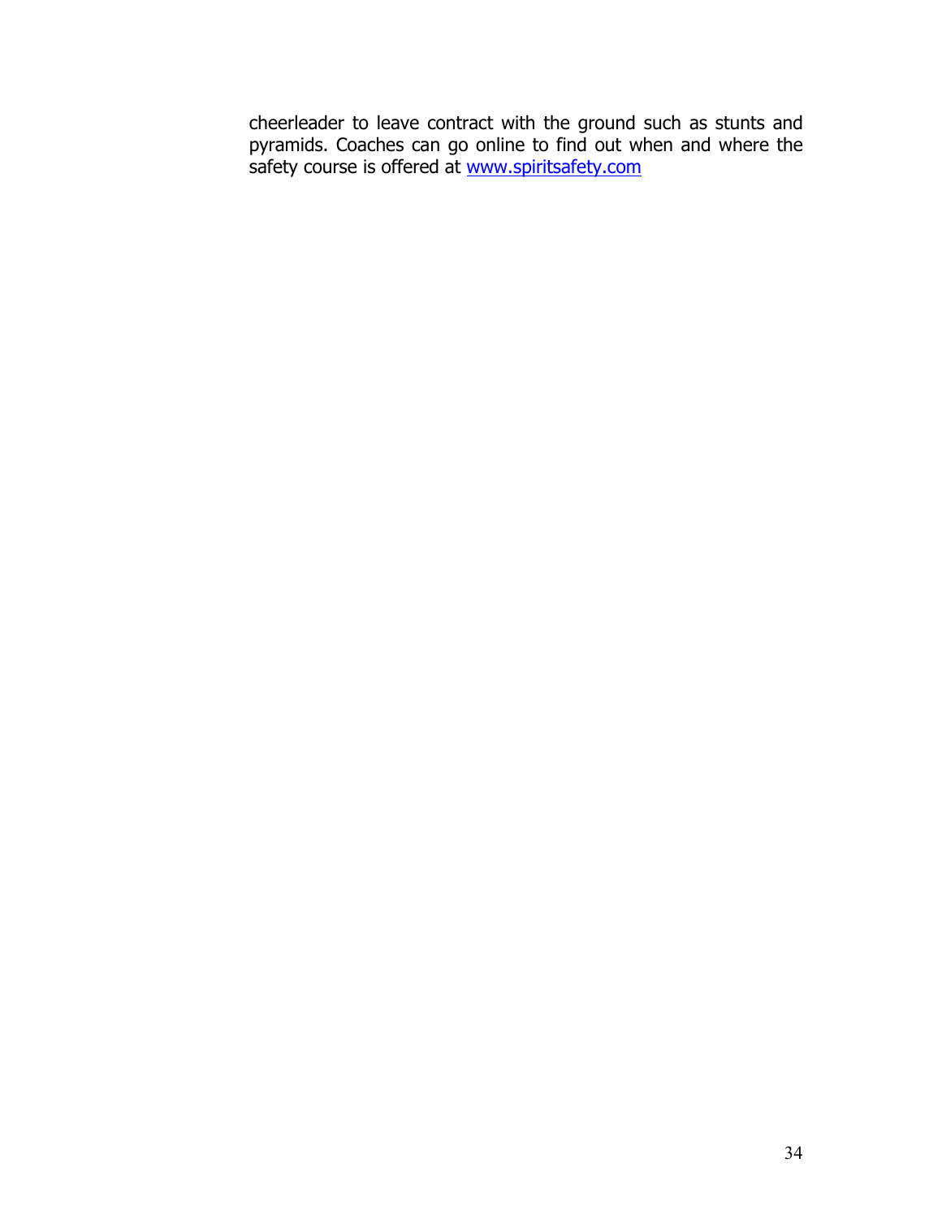cheerleader to leave contract with the ground such as stunts and pyramids. Coaches can go online to find out when and where the safety course is offered at [www.spiritsafety.com](http://www.spiritsafety.com)